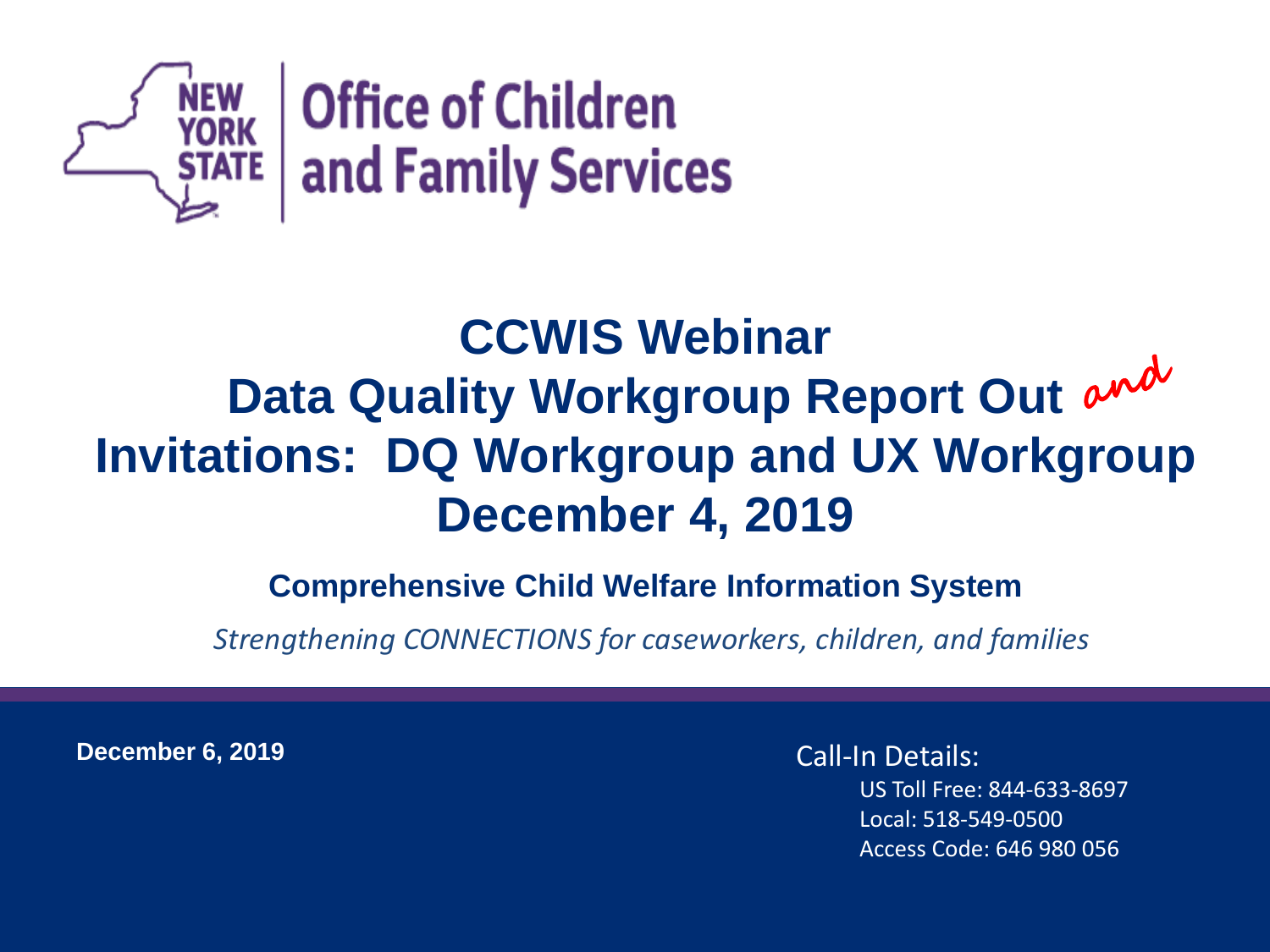NEW YORK STATE | Office of Children and Family Services

# CCWIS Webinar
# Data Quality Workgroup Report Out *and*
# Invitations: DQ Workgroup and UX Workgroup
# December 4, 2019

**Comprehensive Child Welfare Information System**

*Strengthening CONNECTIONS for caseworkers, children, and families*

**December 6, 2019**

Call-In Details:

US Toll Free: 844-633-8697

Local: 518-549-0500

Access Code: 646 980 056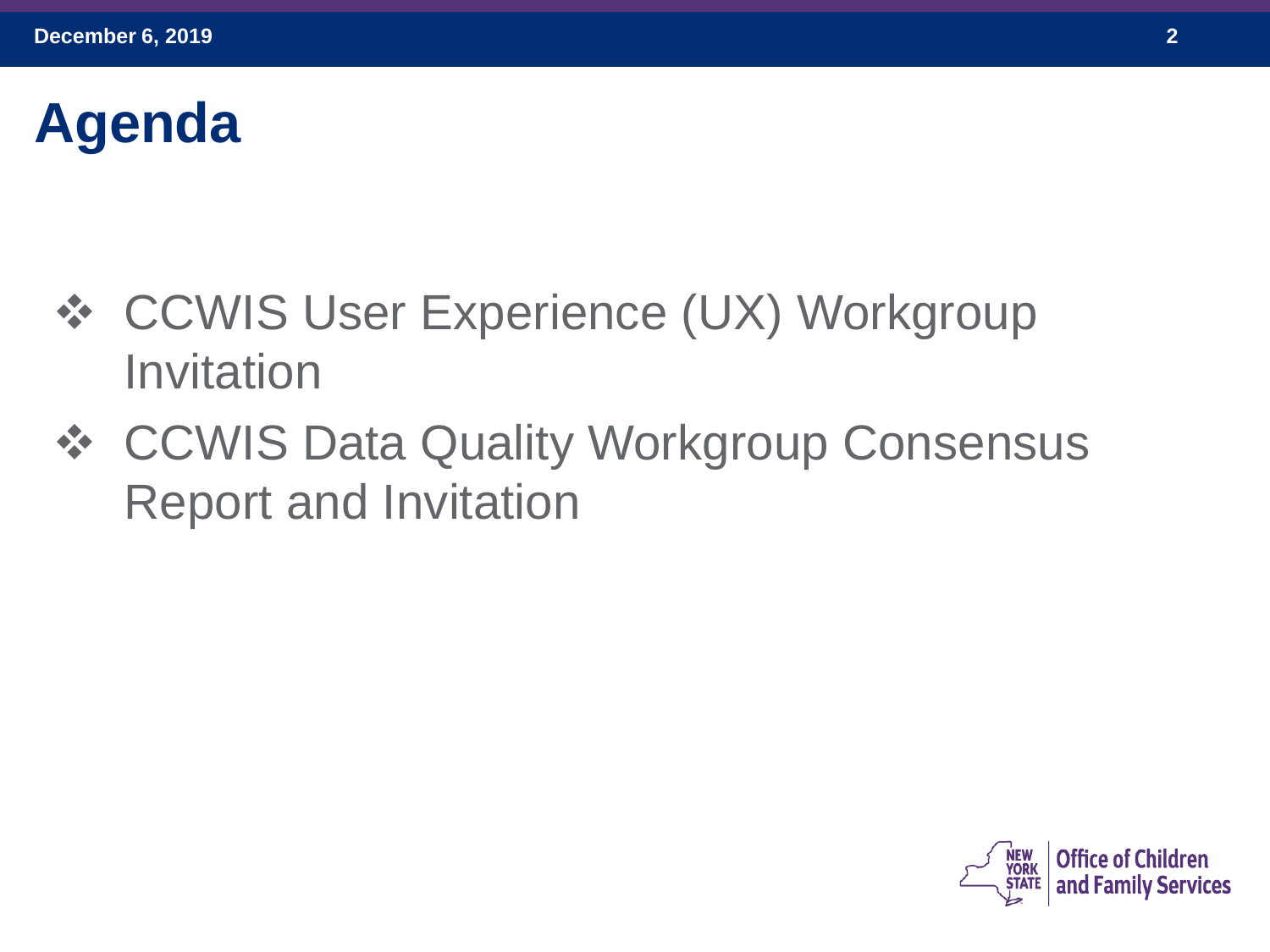# Agenda

- CCWIS User Experience (UX) Workgroup Invitation
- CCWIS Data Quality Workgroup Consensus Report and Invitation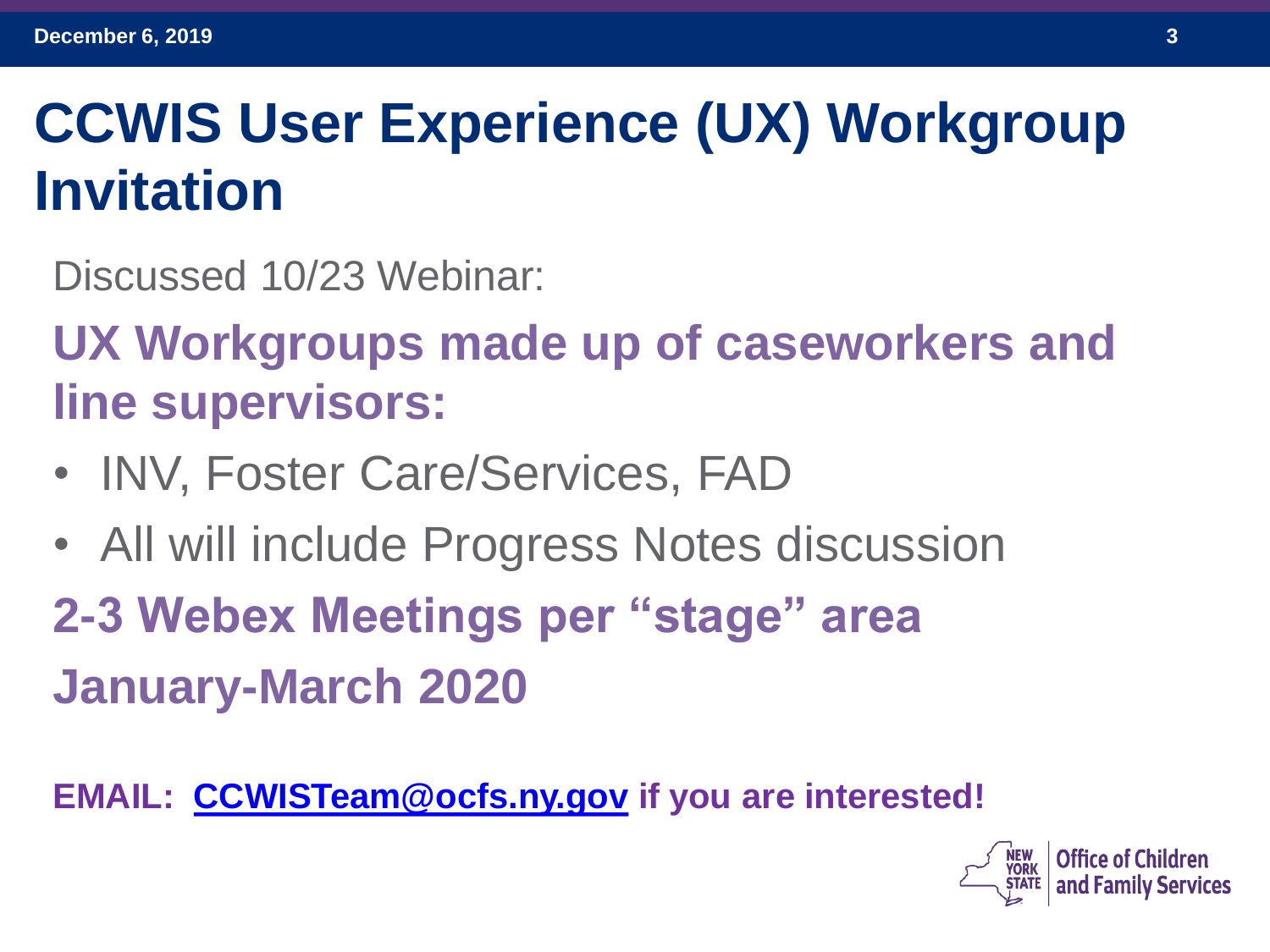# CCWIS User Experience (UX) Workgroup Invitation

Discussed 10/23 Webinar:

**UX Workgroups made up of caseworkers and line supervisors:**

- INV, Foster Care/Services, FAD
- All will include Progress Notes discussion

**2-3 Webex Meetings per "stage" area**

**January-March 2020**

**EMAIL: CCWISTeam@ocfs.ny.gov if you are interested!**

New York State | Office of Children and Family Services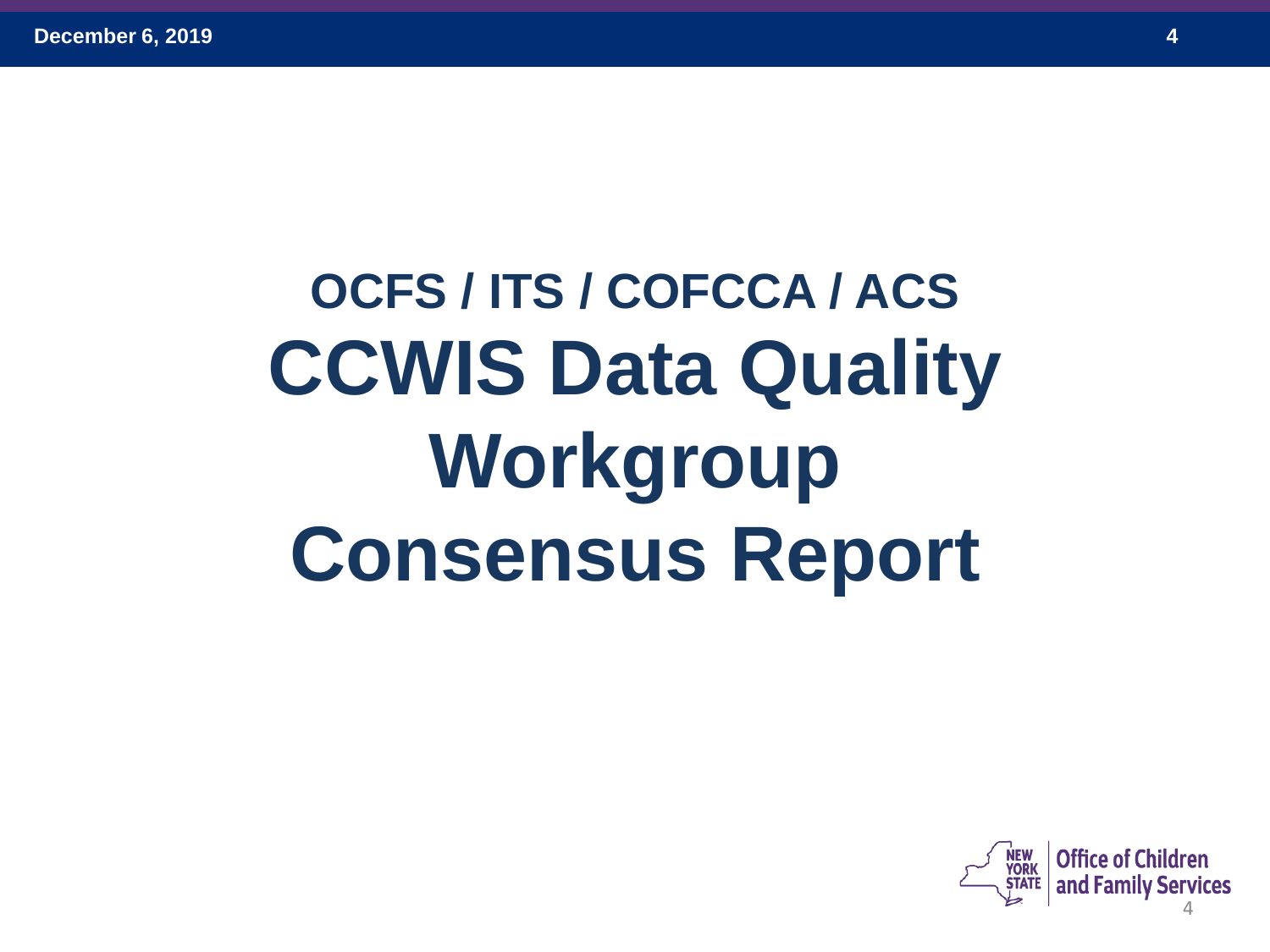## OCFS / ITS / COFCCA / ACS

# CCWIS Data Quality Workgroup Consensus Report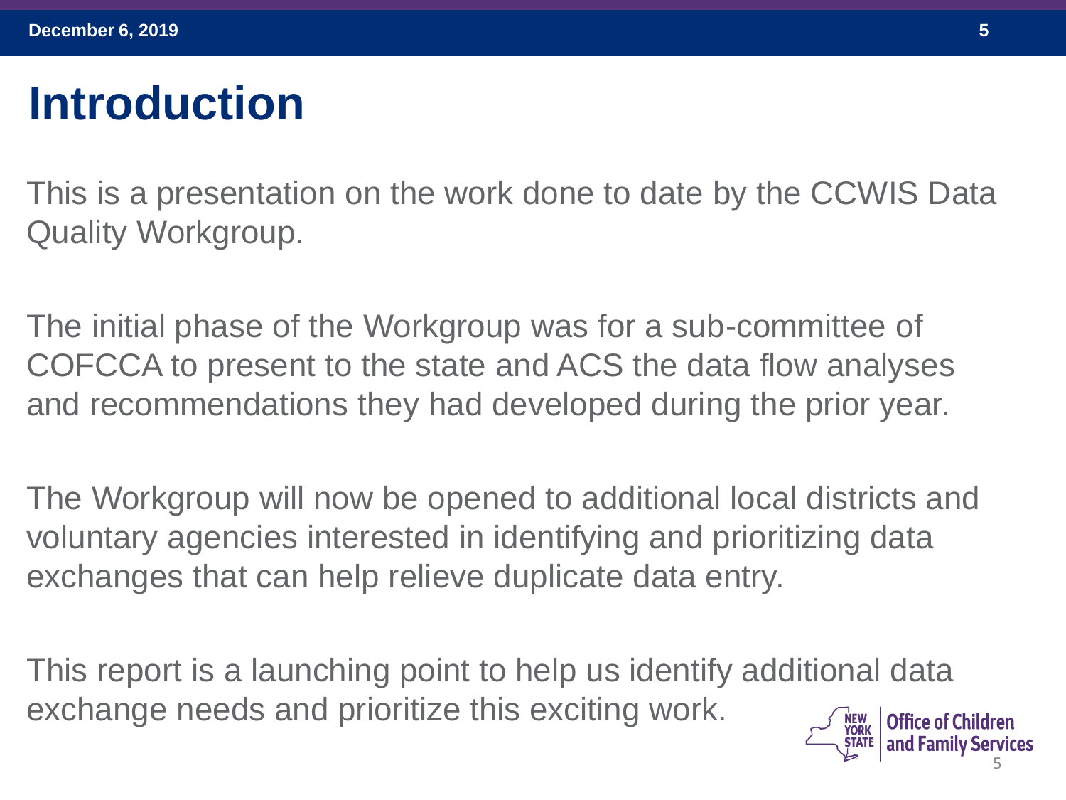# Introduction

This is a presentation on the work done to date by the CCWIS Data Quality Workgroup.

The initial phase of the Workgroup was for a sub-committee of COFCCA to present to the state and ACS the data flow analyses and recommendations they had developed during the prior year.

The Workgroup will now be opened to additional local districts and voluntary agencies interested in identifying and prioritizing data exchanges that can help relieve duplicate data entry.

This report is a launching point to help us identify additional data exchange needs and prioritize this exciting work.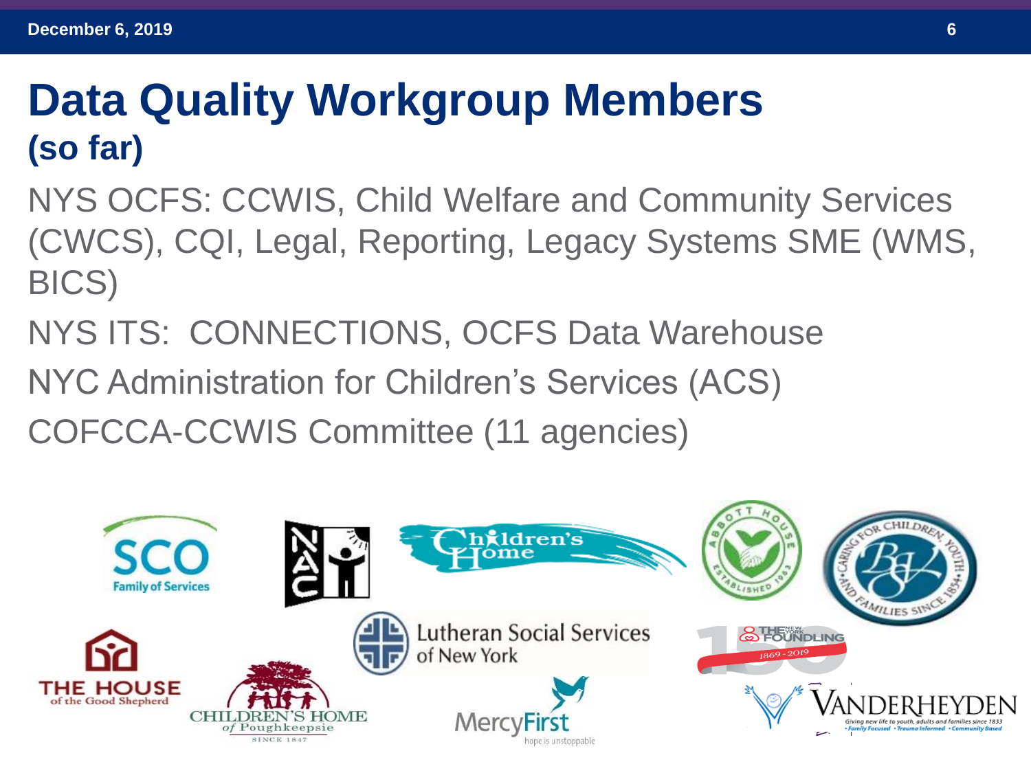# Data Quality Workgroup Members
## (so far)

NYS OCFS: CCWIS, Child Welfare and Community Services (CWCS), CQI, Legal, Reporting, Legacy Systems SME (WMS, BICS)

NYS ITS: CONNECTIONS, OCFS Data Warehouse

NYC Administration for Children's Services (ACS)

COFCCA-CCWIS Committee (11 agencies)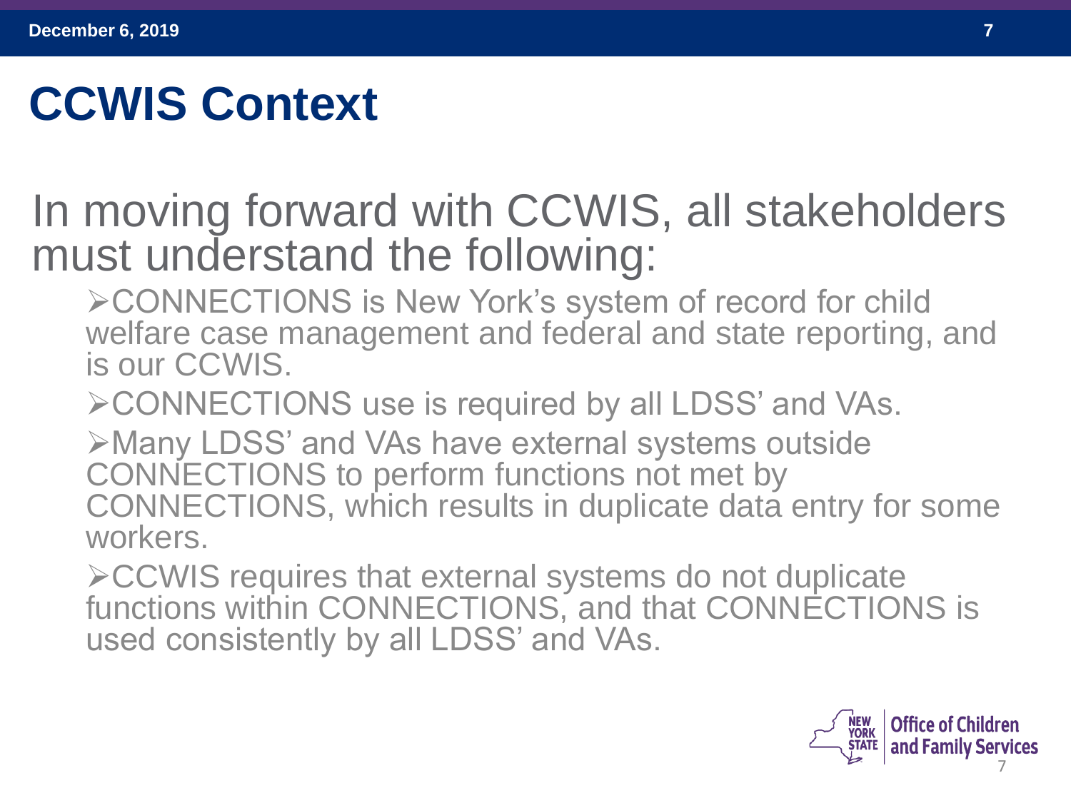# CCWIS Context

In moving forward with CCWIS, all stakeholders must understand the following:

- CONNECTIONS is New York's system of record for child welfare case management and federal and state reporting, and is our CCWIS.
- CONNECTIONS use is required by all LDSS' and VAs.
- Many LDSS' and VAs have external systems outside CONNECTIONS to perform functions not met by CONNECTIONS, which results in duplicate data entry for some workers.
- CCWIS requires that external systems do not duplicate functions within CONNECTIONS, and that CONNECTIONS is used consistently by all LDSS' and VAs.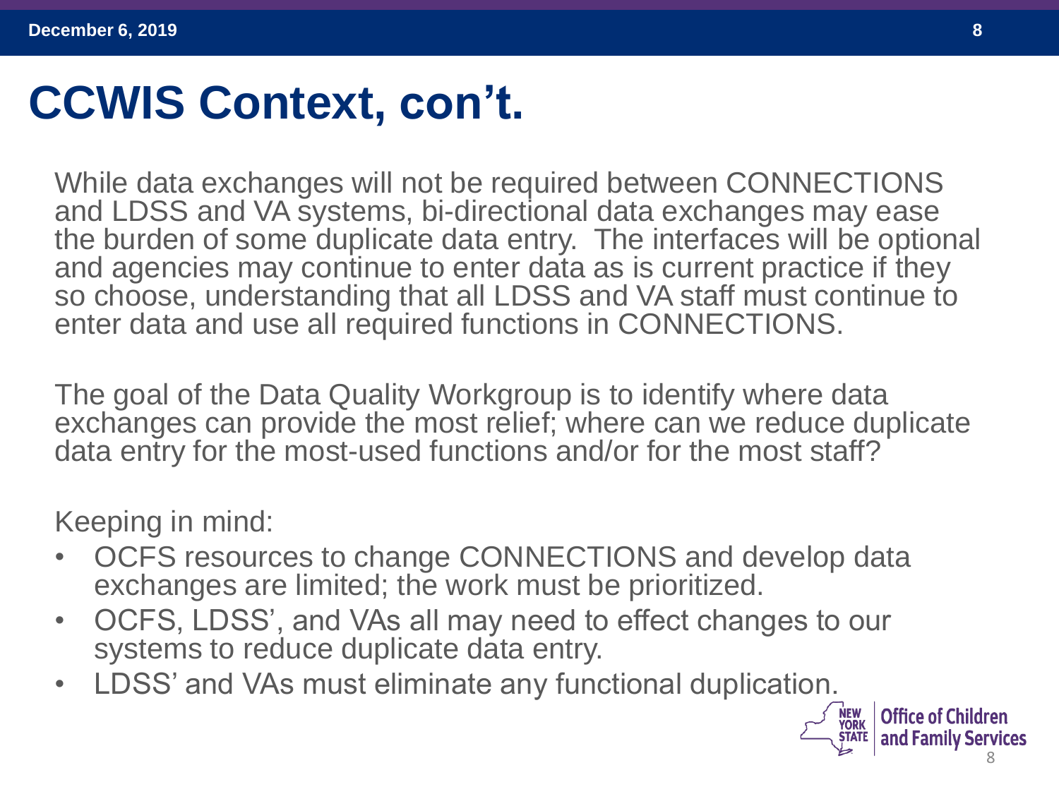# CCWIS Context, con't.

While data exchanges will not be required between CONNECTIONS and LDSS and VA systems, bi-directional data exchanges may ease the burden of some duplicate data entry. The interfaces will be optional and agencies may continue to enter data as is current practice if they so choose, understanding that all LDSS and VA staff must continue to enter data and use all required functions in CONNECTIONS.

The goal of the Data Quality Workgroup is to identify where data exchanges can provide the most relief; where can we reduce duplicate data entry for the most-used functions and/or for the most staff?

Keeping in mind:

- OCFS resources to change CONNECTIONS and develop data exchanges are limited; the work must be prioritized.
- OCFS, LDSS', and VAs all may need to effect changes to our systems to reduce duplicate data entry.
- LDSS' and VAs must eliminate any functional duplication.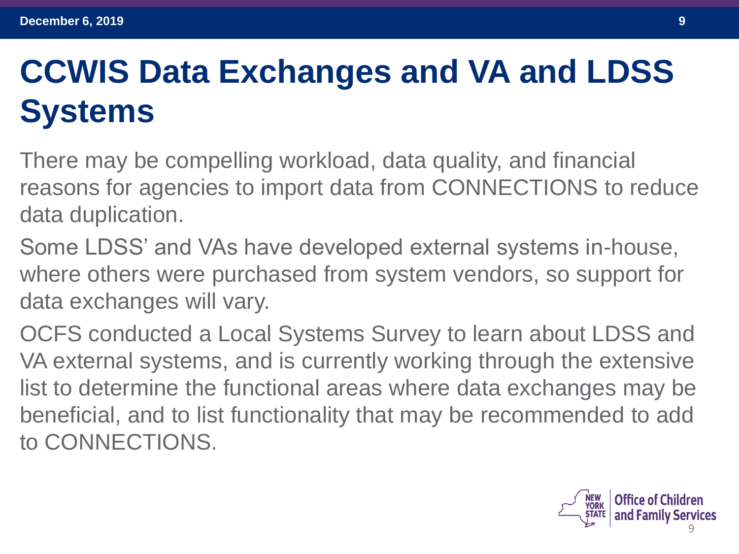# CCWIS Data Exchanges and VA and LDSS Systems

There may be compelling workload, data quality, and financial reasons for agencies to import data from CONNECTIONS to reduce data duplication.

Some LDSS' and VAs have developed external systems in-house, where others were purchased from system vendors, so support for data exchanges will vary.

OCFS conducted a Local Systems Survey to learn about LDSS and VA external systems, and is currently working through the extensive list to determine the functional areas where data exchanges may be beneficial, and to list functionality that may be recommended to add to CONNECTIONS.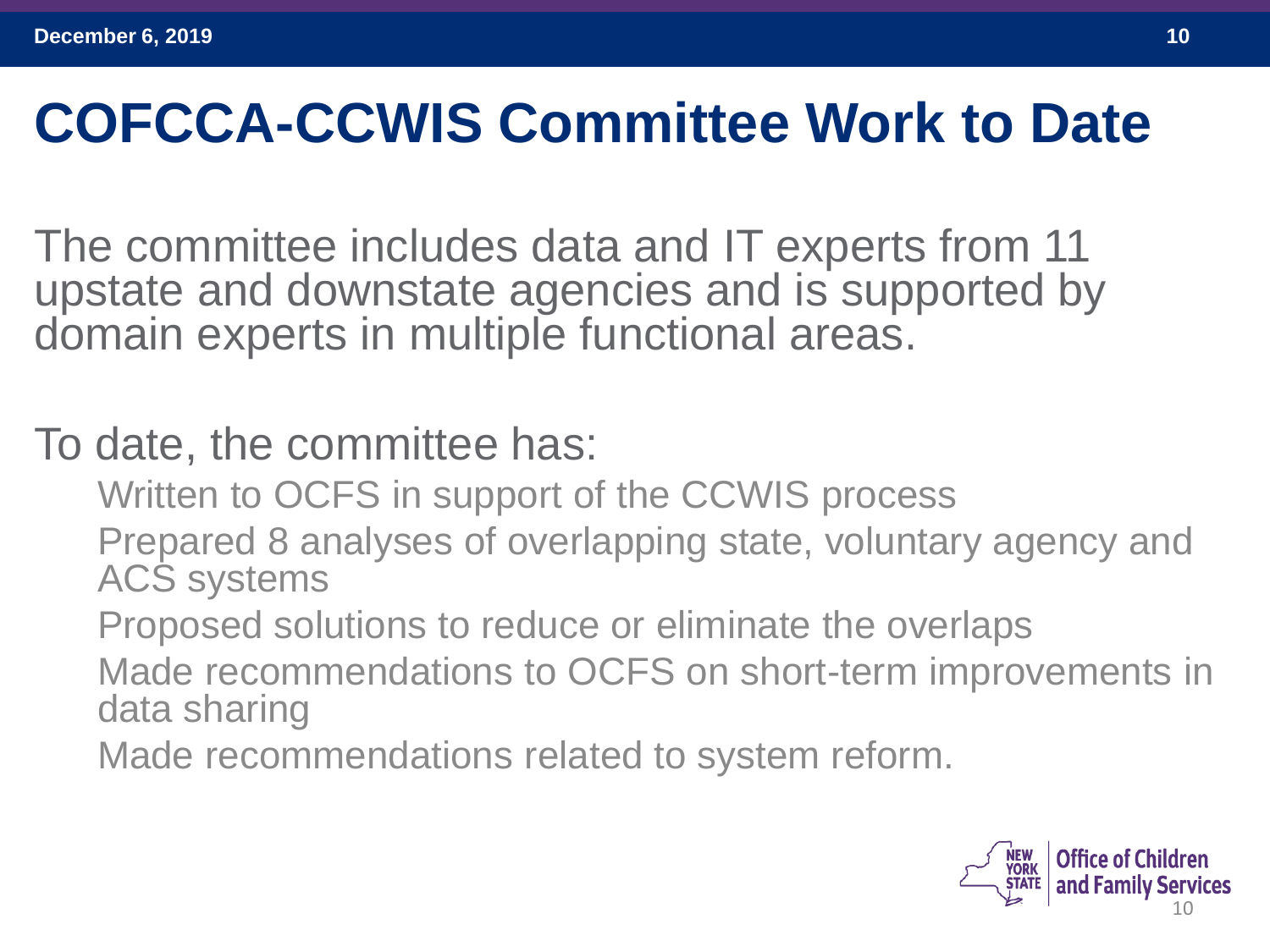# COFCCA-CCWIS Committee Work to Date

The committee includes data and IT experts from 11 upstate and downstate agencies and is supported by domain experts in multiple functional areas.

To date, the committee has:

- Written to OCFS in support of the CCWIS process
- Prepared 8 analyses of overlapping state, voluntary agency and ACS systems
- Proposed solutions to reduce or eliminate the overlaps
- Made recommendations to OCFS on short-term improvements in data sharing
- Made recommendations related to system reform.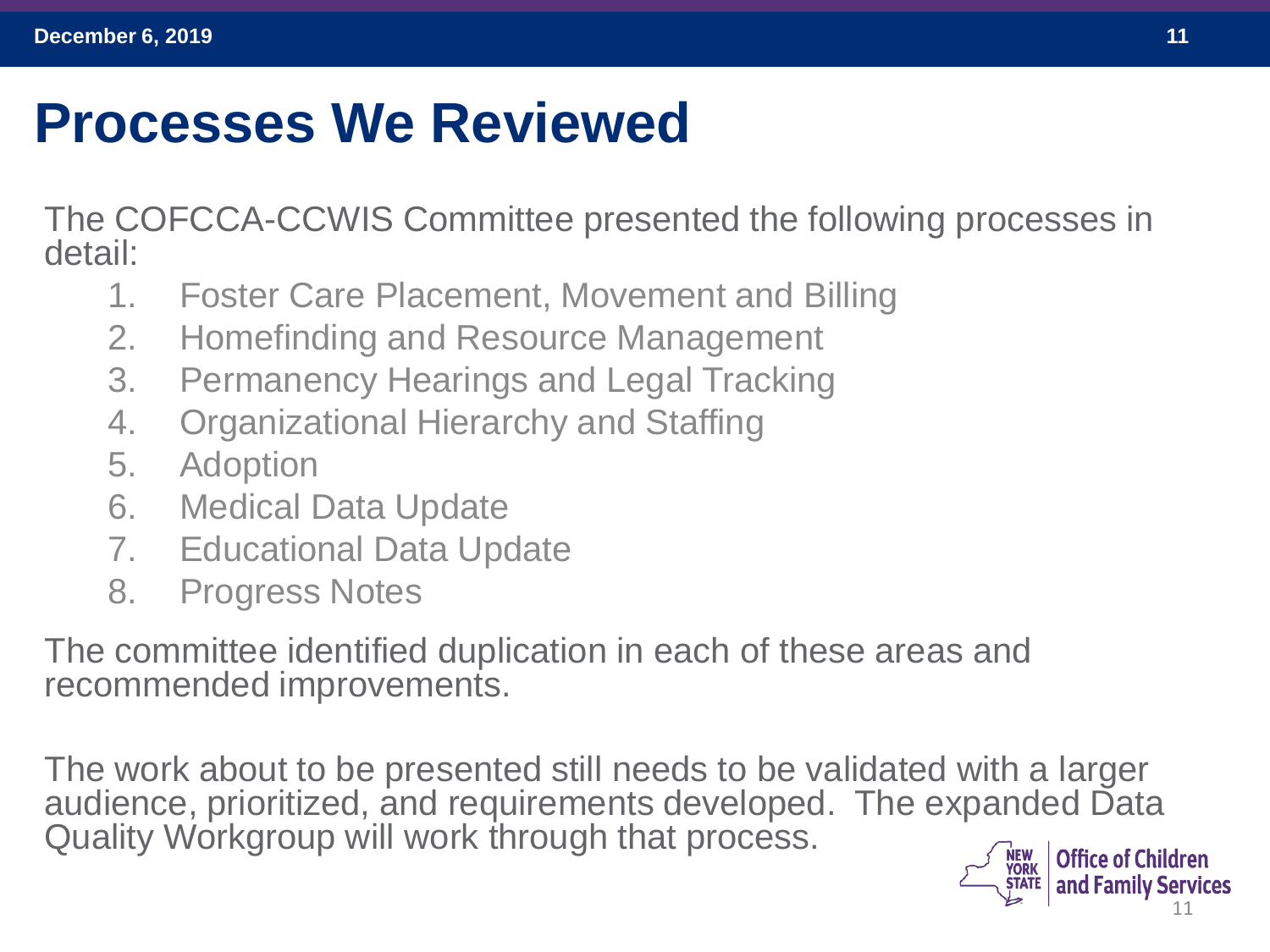# Processes We Reviewed

The COFCCA-CCWIS Committee presented the following processes in detail:

1. Foster Care Placement, Movement and Billing
2. Homefinding and Resource Management
3. Permanency Hearings and Legal Tracking
4. Organizational Hierarchy and Staffing
5. Adoption
6. Medical Data Update
7. Educational Data Update
8. Progress Notes

The committee identified duplication in each of these areas and recommended improvements.

The work about to be presented still needs to be validated with a larger audience, prioritized, and requirements developed. The expanded Data Quality Workgroup will work through that process.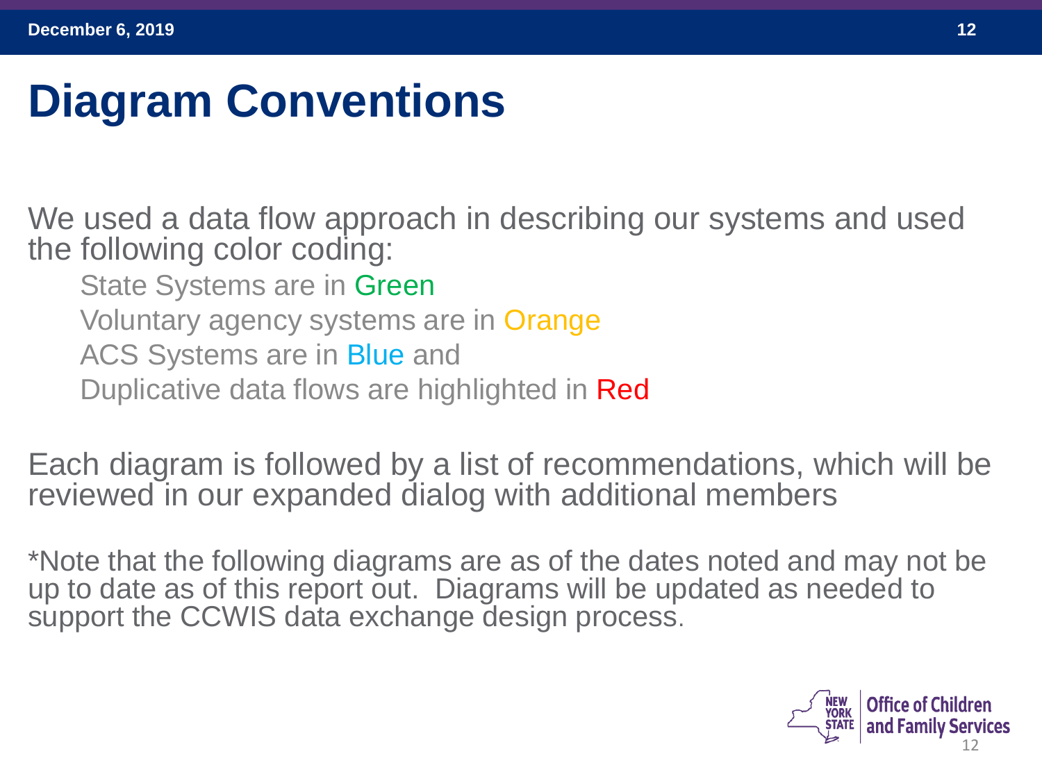# Diagram Conventions

We used a data flow approach in describing our systems and used the following color coding:

- State Systems are in Green
- Voluntary agency systems are in Orange
- ACS Systems are in Blue and
- Duplicative data flows are highlighted in Red

Each diagram is followed by a list of recommendations, which will be reviewed in our expanded dialog with additional members

*Note that the following diagrams are as of the dates noted and may not be up to date as of this report out. Diagrams will be updated as needed to support the CCWIS data exchange design process.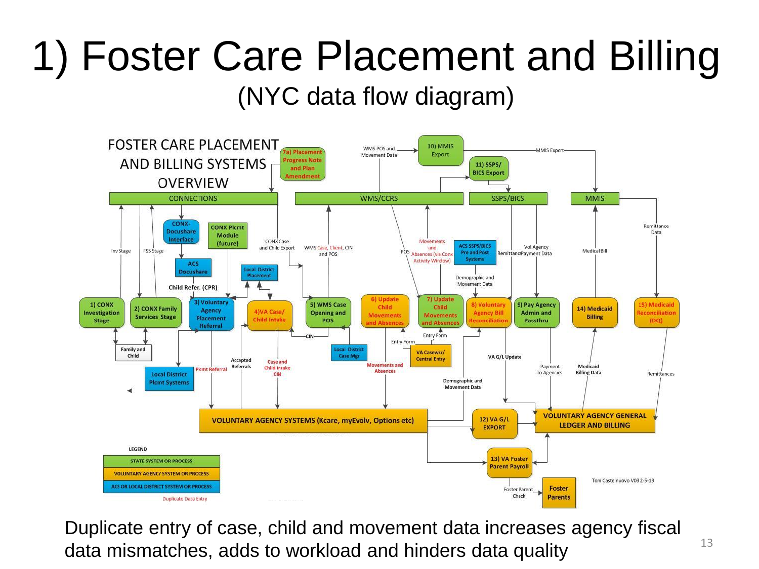# 1) Foster Care Placement and Billing

(NYC data flow diagram)

FOSTER CARE PLACEMENT AND BILLING SYSTEMS OVERVIEW

CONNECTIONS | WMS/CCRS | SSPS/BICS | MMIS

7a) Placement Progress Note and Plan Amendment

10) MMIS Export

11) SSPS/ BICS Export

WMS POS and Movement Data

MMIS Export

CONX-Docushare Interface

CONX Plcmt Module (future)

ACS Docushare

Local District Placement

Inv Stage

FSS Stage

CONX Case and Child Export

WMS Case, Client, CIN and POS

POS

Movements and Absences (via Conx Activity Window)

ACS SSPS/BICS Pre and Post Systems

Remittance

Vol Agency Payment Data

Medical Bill

Remittance Data

Demographic and Movement Data

Child Refer. (CPR)

1) CONX Investigation Stage

2) CONX Family Services Stage

3) Voluntary Agency Placement Referral

4)VA Case/ Child Intake

5) WMS Case Opening and POS

6) Update Child Movements and Absences

7) Update Child Movements and Absences

8) Voluntary Agency Bill Reconciliation

9) Pay Agency Admin and Passthru

14) Medicaid Billing

15) Medicaid Reconciliation (DQ)

Family and Child

CIN

Local District Case Mgr

Entry Form

Entry Form

VA Casewkr/ Central Entry

Local District Plcmt Systems

Plcmt Referral

Accepted Referrals

Case and Child Intake CIN

Movements and Absences

VA G/L Update

Demographic and Movement Data

Payment to Agencies

Medicaid Billing Data

Remittances

VOLUNTARY AGENCY SYSTEMS (Kcare, myEvolv, Options etc)

12) VA G/L EXPORT

VOLUNTARY AGENCY GENERAL LEDGER AND BILLING

13) VA Foster Parent Payroll

Foster Parent Check

Foster Parents

LEGEND

- STATE SYSTEM OR PROCESS
- VOLUNTARY AGENCY SYSTEM OR PROCESS
- ACS OR LOCAL DISTRICT SYSTEM OR PROCESS
- Duplicate Data Entry

Tom Castelnuovo V03 2-5-19

Duplicate entry of case, child and movement data increases agency fiscal data mismatches, adds to workload and hinders data quality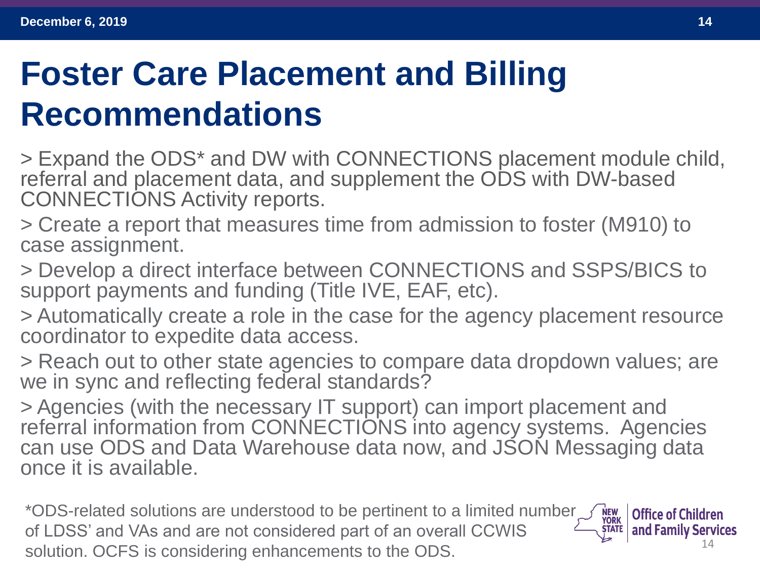# Foster Care Placement and Billing Recommendations

> Expand the ODS* and DW with CONNECTIONS placement module child, referral and placement data, and supplement the ODS with DW-based CONNECTIONS Activity reports.

> Create a report that measures time from admission to foster (M910) to case assignment.

> Develop a direct interface between CONNECTIONS and SSPS/BICS to support payments and funding (Title IVE, EAF, etc).

> Automatically create a role in the case for the agency placement resource coordinator to expedite data access.

> Reach out to other state agencies to compare data dropdown values; are we in sync and reflecting federal standards?

> Agencies (with the necessary IT support) can import placement and referral information from CONNECTIONS into agency systems. Agencies can use ODS and Data Warehouse data now, and JSON Messaging data once it is available.

*ODS-related solutions are understood to be pertinent to a limited number of LDSS' and VAs and are not considered part of an overall CCWIS solution. OCFS is considering enhancements to the ODS.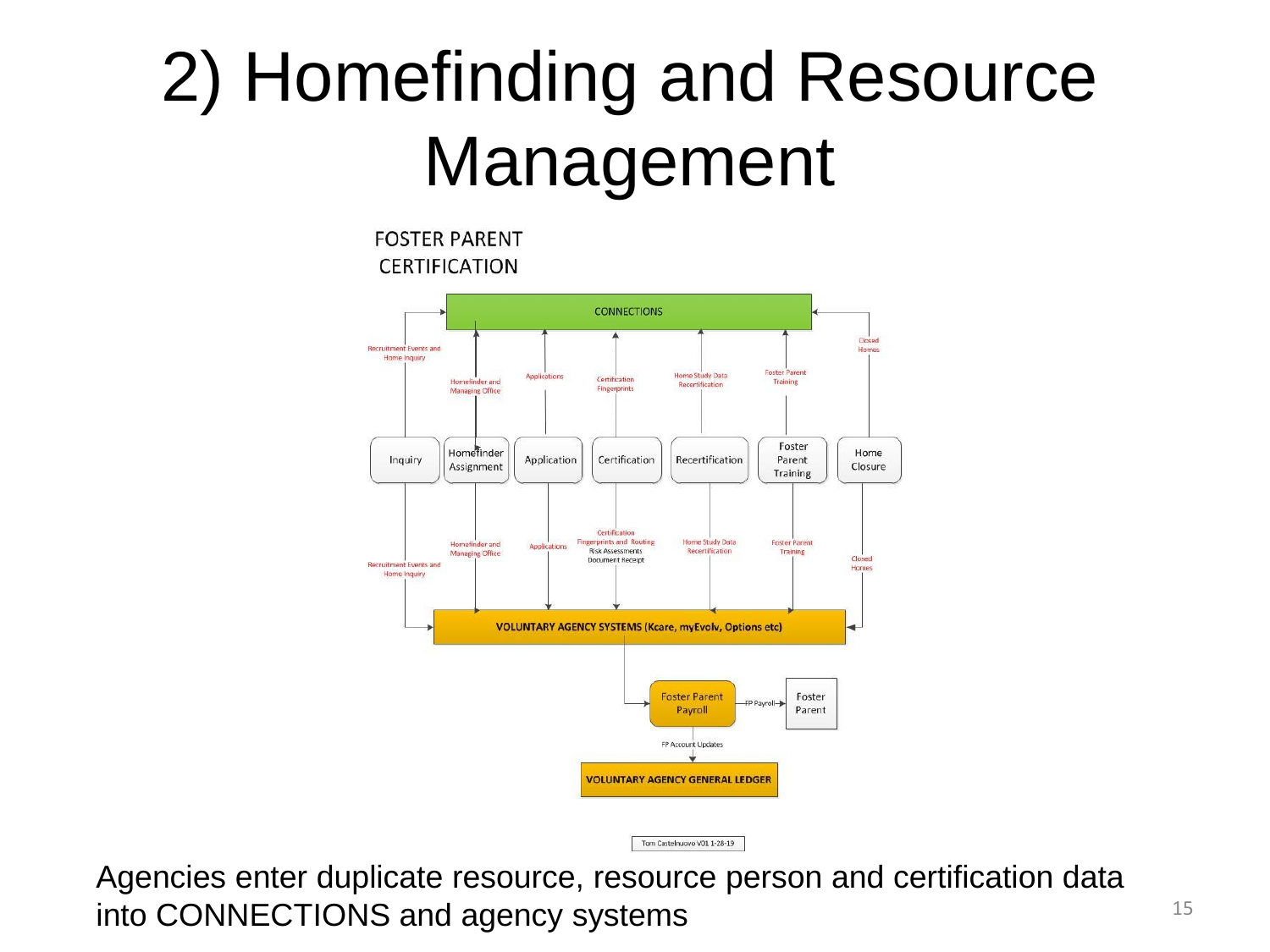# 2) Homefinding and Resource Management

FOSTER PARENT CERTIFICATION

CONNECTIONS

Recruitment Events and Home Inquiry

Homefinder and Managing Office

Applications

Certification Fingerprints

Home Study Data Recertification

Foster Parent Training

Closed Homes

Inquiry | Homefinder Assignment | Application | Certification | Recertification | Foster Parent Training | Home Closure

Recruitment Events and Home Inquiry

Homefinder and Managing Office

Applications

Certification Fingerprints and Routing Risk Assessments Document Receipt

Home Study Data Recertification

Foster Parent Training

Closed Homes

VOLUNTARY AGENCY SYSTEMS (Kcare, myEvolv, Options etc)

Foster Parent Payroll — FP Payroll → Foster Parent

FP Account Updates

VOLUNTARY AGENCY GENERAL LEDGER

Tom Castelnuovo V01 1-28-19

Agencies enter duplicate resource, resource person and certification data into CONNECTIONS and agency systems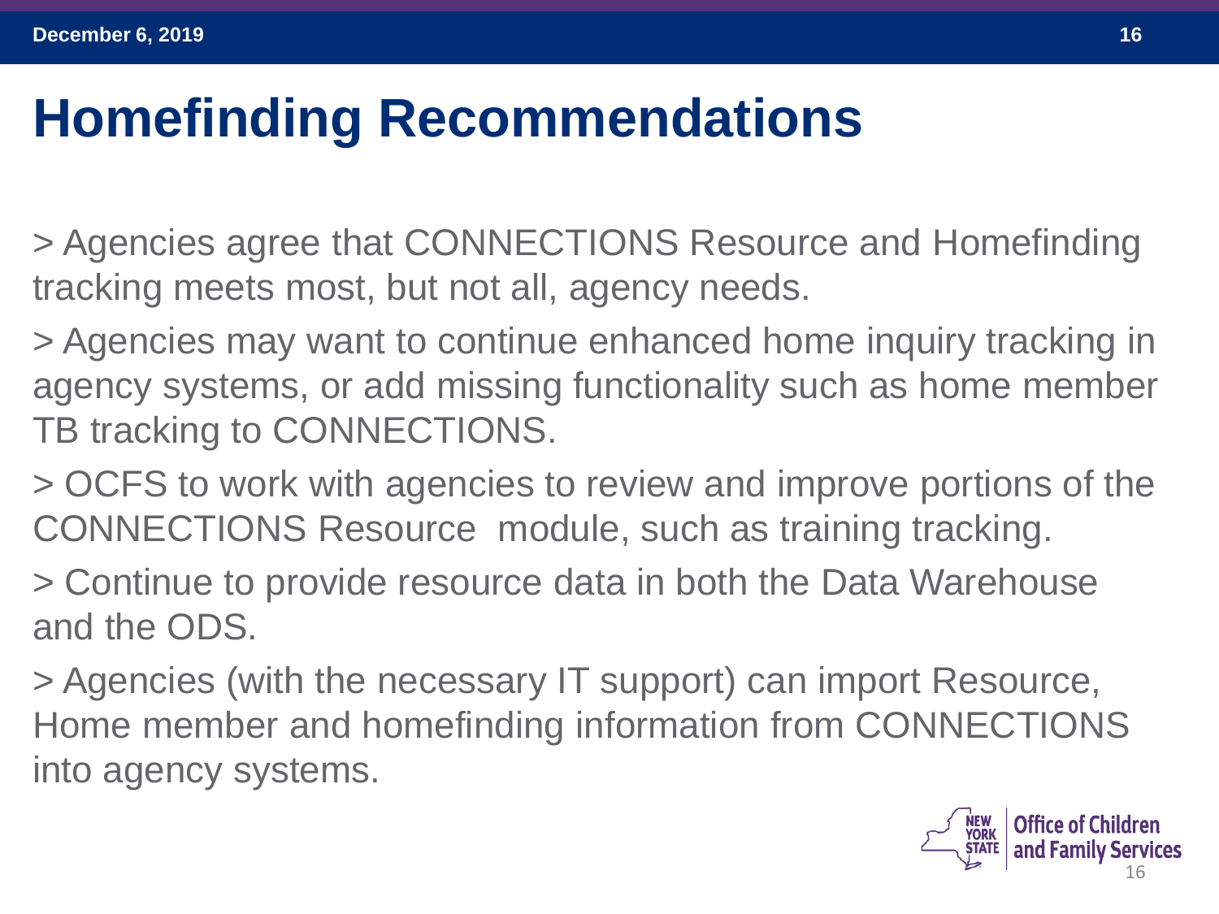# Homefinding Recommendations

> Agencies agree that CONNECTIONS Resource and Homefinding tracking meets most, but not all, agency needs.

> Agencies may want to continue enhanced home inquiry tracking in agency systems, or add missing functionality such as home member TB tracking to CONNECTIONS.

> OCFS to work with agencies to review and improve portions of the CONNECTIONS Resource module, such as training tracking.

> Continue to provide resource data in both the Data Warehouse and the ODS.

> Agencies (with the necessary IT support) can import Resource, Home member and homefinding information from CONNECTIONS into agency systems.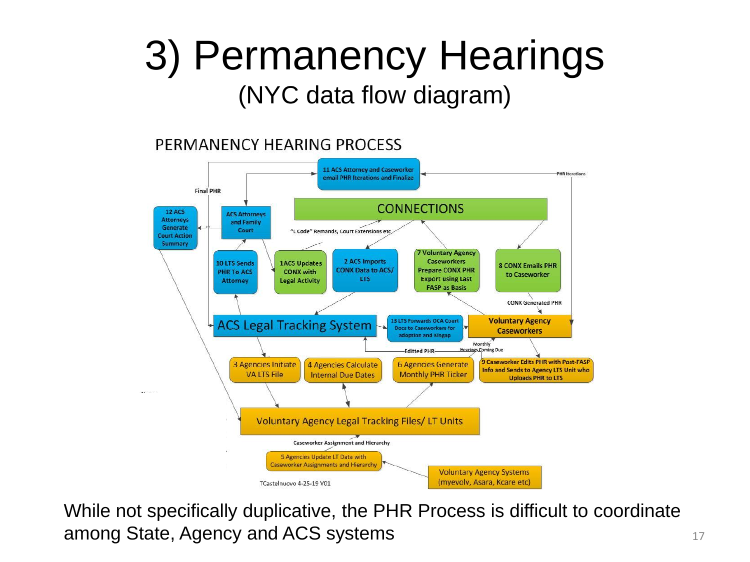# 3) Permanency Hearings

## (NYC data flow diagram)

PERMANENCY HEARING PROCESS

- 11 ACS Attorney and Caseworker email PHR Iterations and Finalize
- CONNECTIONS
- 12 ACS Attorneys Generate Court Action Summary
- ACS Attorneys and Family Court
- "L Code" Remands, Court Extensions etc
- Final PHR
- PHR Iterations
- 10 LTS Sends PHR To ACS Attorney
- 1ACS Updates CONX with Legal Activity
- 2 ACS Imports CONX Data to ACS/ LTS
- 7 Voluntary Agency Caseworkers Prepare CONX PHR Export using Last FASP as Basis
- 8 CONX Emails PHR to Caseworker
- CONX Generated PHR
- ACS Legal Tracking System
- 13 LTS Forwards OCA Court Docs to Caseworkers for adoption and Kingap
- Voluntary Agency Caseworkers
- Editted PHR
- Monthly Hearings Coming Due
- 3 Agencies Initiate VA LTS File
- 4 Agencies Calculate Internal Due Dates
- 6 Agencies Generate Monthly PHR Ticker
- 9 Caseworker Edits PHR with Post-FASP Info and Sends to Agency LTS Unit who Uploads PHR to LTS
- Voluntary Agency Legal Tracking Files/ LT Units
- Caseworker Assignment and Hierarchy
- 5 Agencies Update LT Data with Caseworker Assignments and Hierarchy
- Voluntary Agency Systems (myevolv, Asara, Kcare etc)

TCastelnuovo 4-25-19 V01

While not specifically duplicative, the PHR Process is difficult to coordinate among State, Agency and ACS systems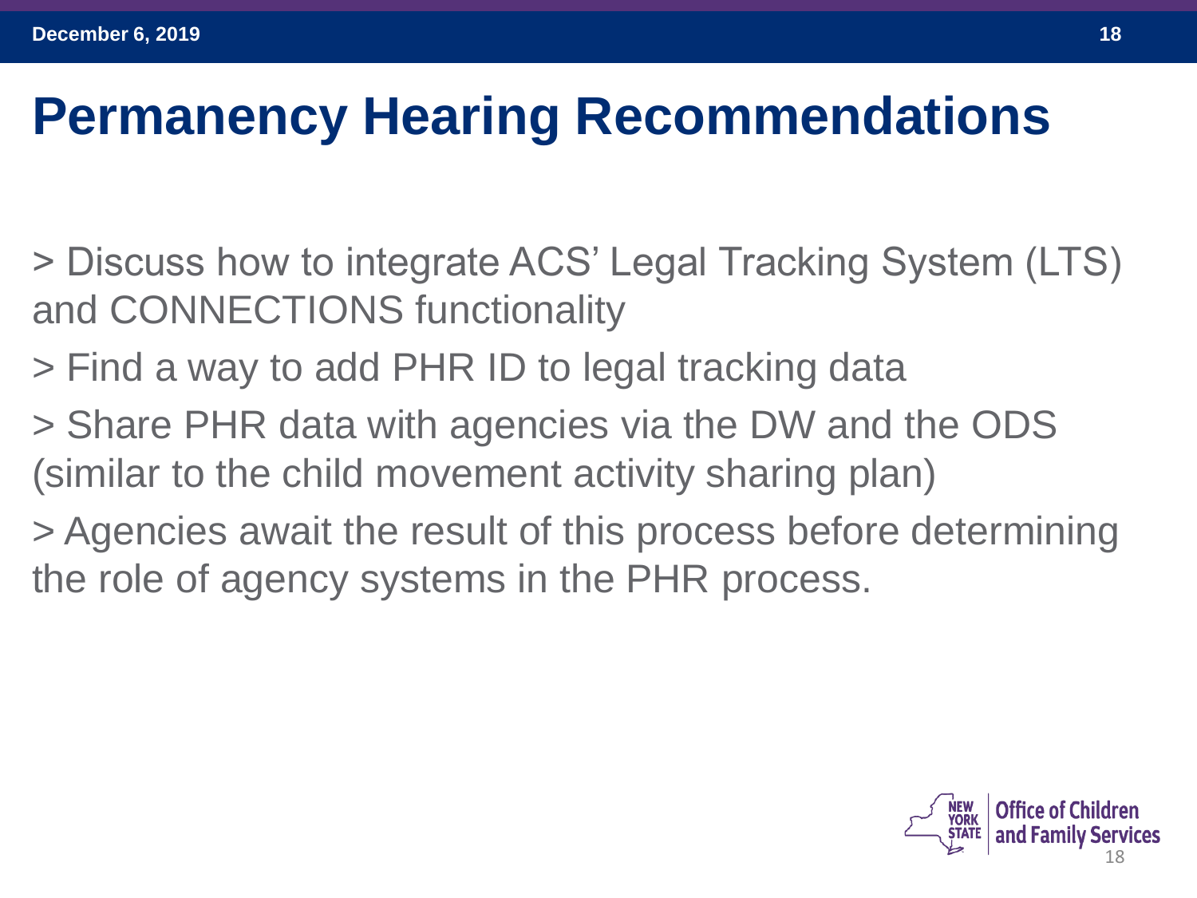# Permanency Hearing Recommendations

> Discuss how to integrate ACS' Legal Tracking System (LTS) and CONNECTIONS functionality

> Find a way to add PHR ID to legal tracking data

> Share PHR data with agencies via the DW and the ODS (similar to the child movement activity sharing plan)

> Agencies await the result of this process before determining the role of agency systems in the PHR process.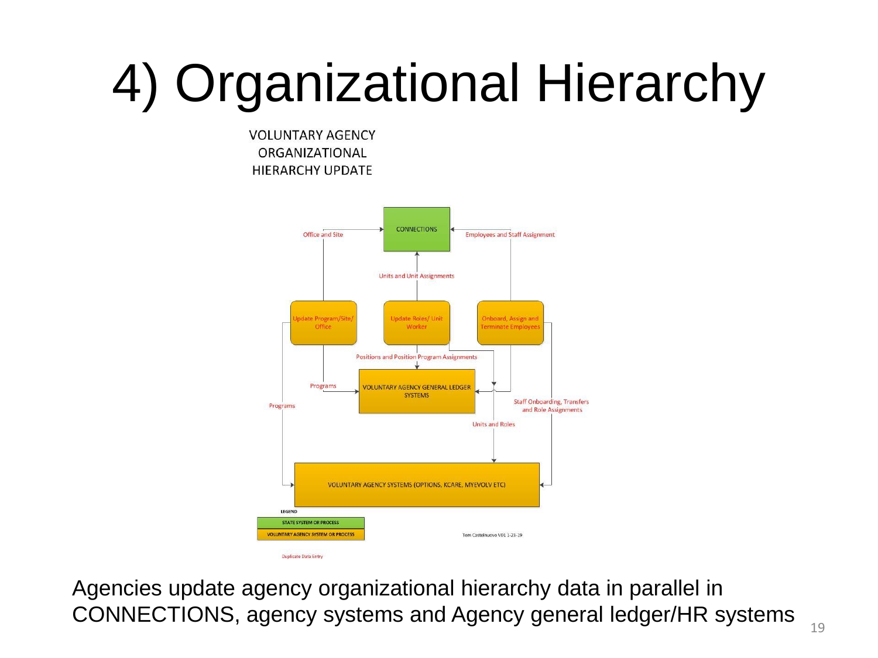# 4) Organizational Hierarchy

VOLUNTARY AGENCY ORGANIZATIONAL HIERARCHY UPDATE

CONNECTIONS

Office and Site

Employees and Staff Assignment

Units and Unit Assignments

Update Program/Site/ Office

Update Roles/ Unit Worker

Onboard, Assign and Terminate Employees

Positions and Position Program Assignments

Programs

VOLUNTARY AGENCY GENERAL LEDGER SYSTEMS

Programs

Staff Onboarding, Transfers and Role Assignments

Units and Roles

VOLUNTARY AGENCY SYSTEMS (OPTIONS, KCARE, MYEVOLV ETC)

LEGEND

STATE SYSTEM OR PROCESS

VOLUNTARY AGENCY SYSTEM OR PROCESS

Duplicate Data Entry

Tom Castelnuovo V01 1-23-19

Agencies update agency organizational hierarchy data in parallel in CONNECTIONS, agency systems and Agency general ledger/HR systems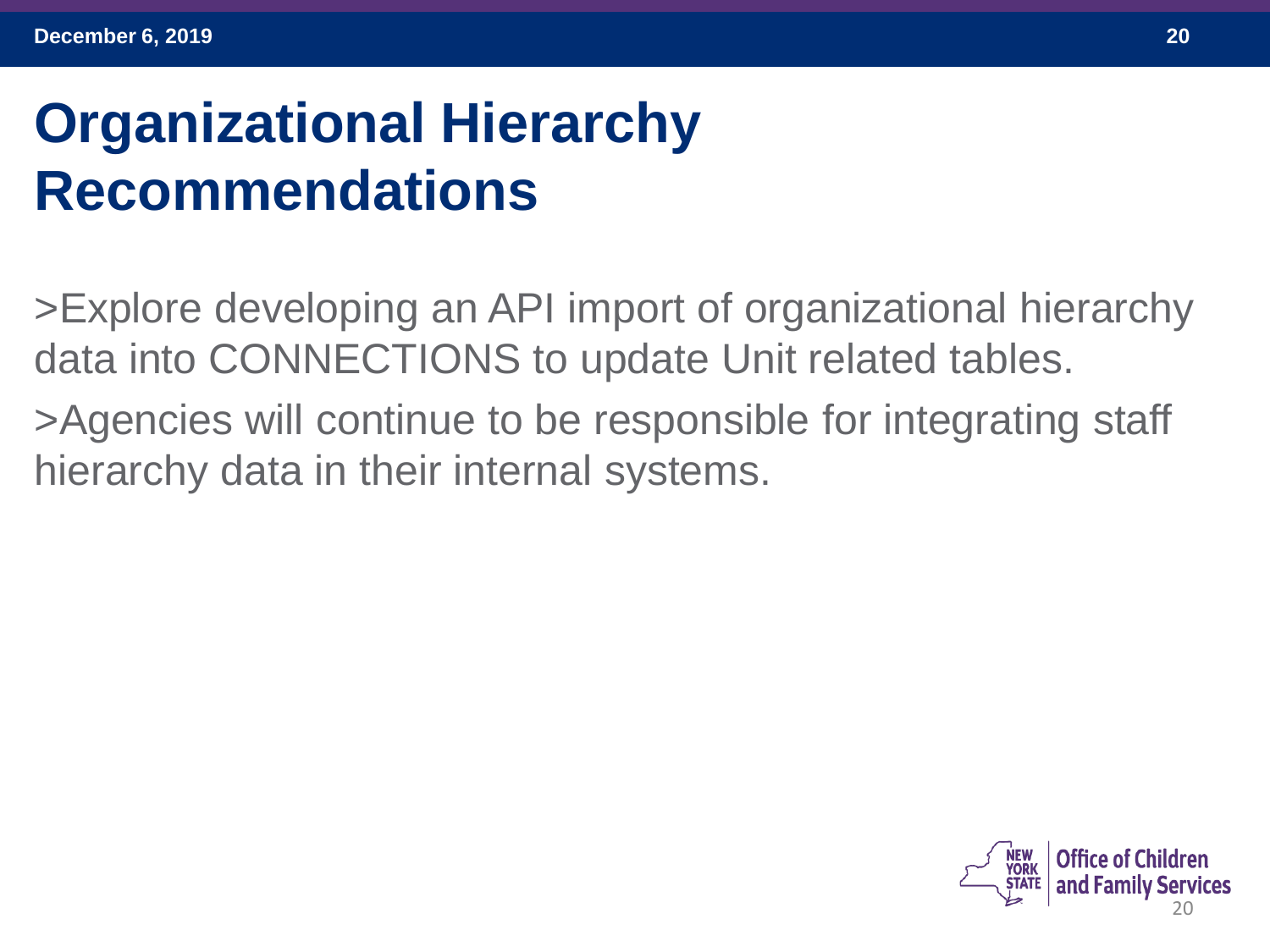# Organizational Hierarchy Recommendations

>Explore developing an API import of organizational hierarchy data into CONNECTIONS to update Unit related tables.

>Agencies will continue to be responsible for integrating staff hierarchy data in their internal systems.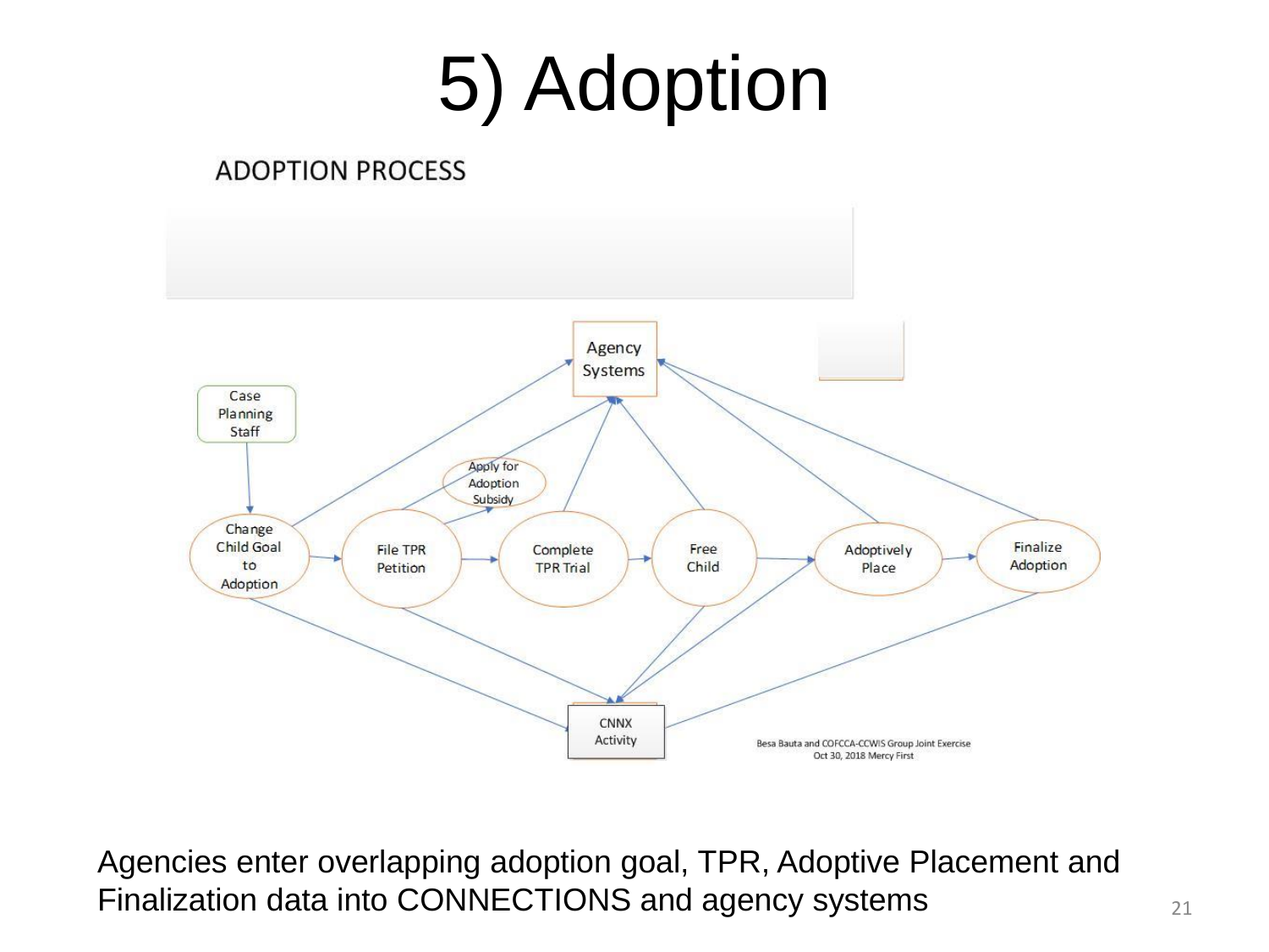# 5) Adoption

ADOPTION PROCESS

Agency Systems

Case Planning Staff

Apply for Adoption Subsidy

Change Child Goal to Adoption

File TPR Petition

Complete TPR Trial

Free Child

Adoptively Place

Finalize Adoption

CNNX Activity

Besa Bauta and COFCCA-CCWIS Group Joint Exercise
Oct 30, 2018 Mercy First

Agencies enter overlapping adoption goal, TPR, Adoptive Placement and Finalization data into CONNECTIONS and agency systems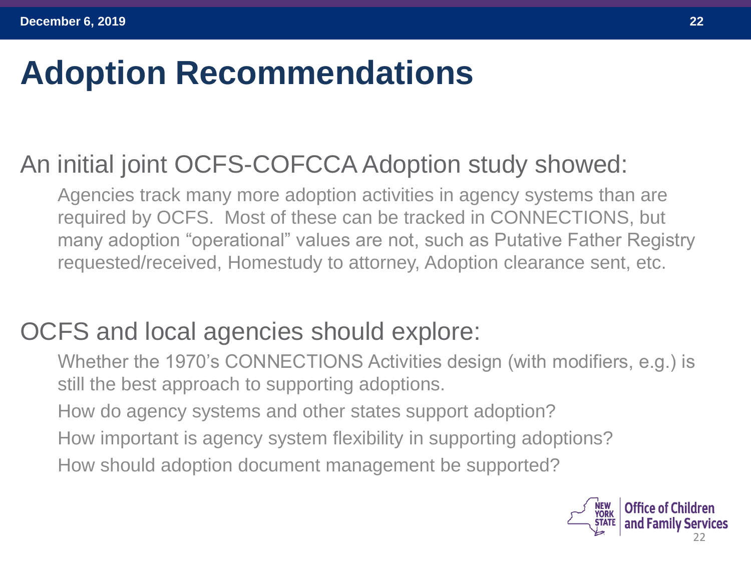# Adoption Recommendations

An initial joint OCFS-COFCCA Adoption study showed:

- Agencies track many more adoption activities in agency systems than are required by OCFS. Most of these can be tracked in CONNECTIONS, but many adoption “operational” values are not, such as Putative Father Registry requested/received, Homestudy to attorney, Adoption clearance sent, etc.

OCFS and local agencies should explore:

- Whether the 1970’s CONNECTIONS Activities design (with modifiers, e.g.) is still the best approach to supporting adoptions.
- How do agency systems and other states support adoption?
- How important is agency system flexibility in supporting adoptions?
- How should adoption document management be supported?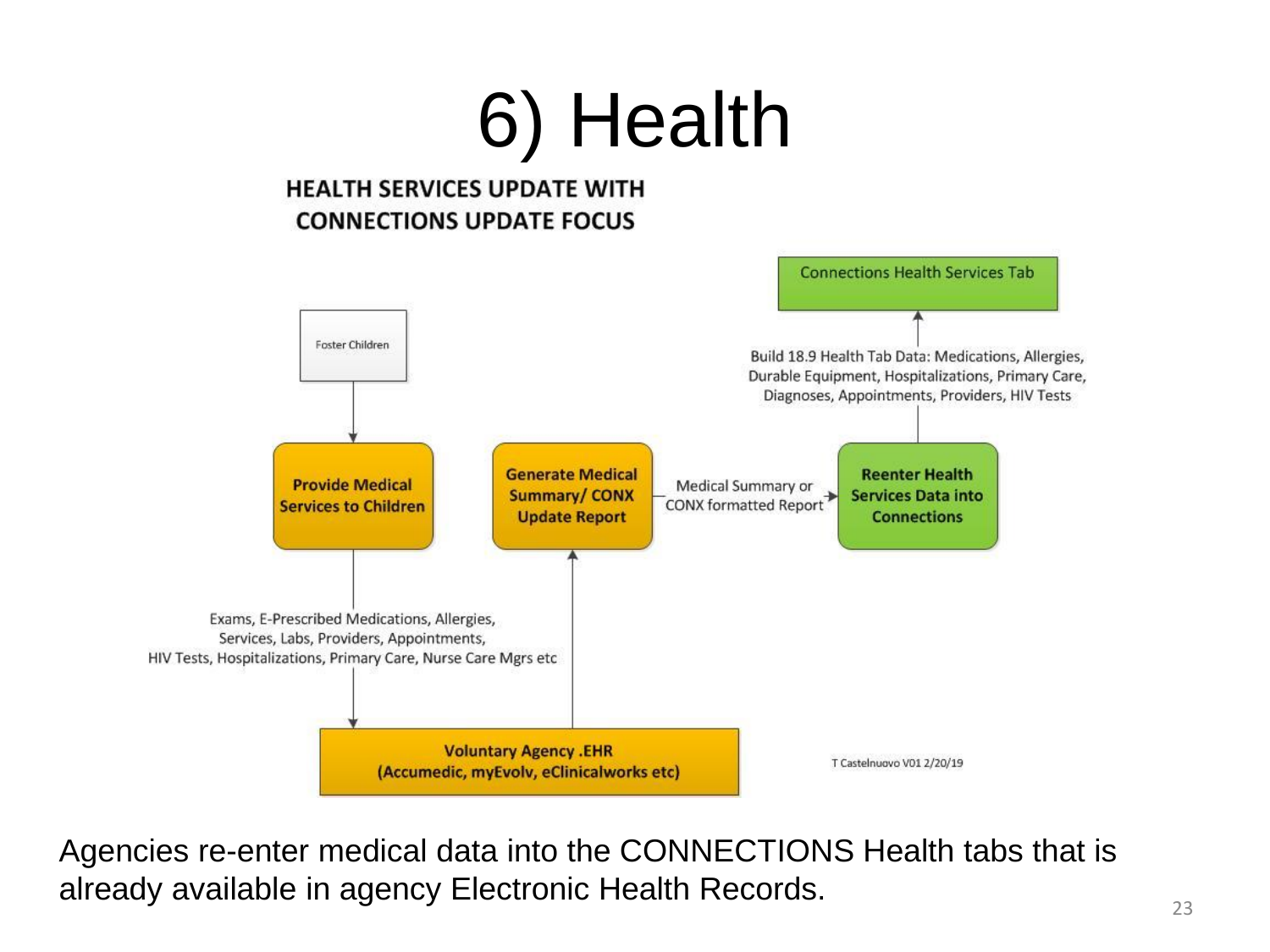# 6) Health

**HEALTH SERVICES UPDATE WITH CONNECTIONS UPDATE FOCUS**

Foster Children

**Provide Medical Services to Children**

Exams, E-Prescribed Medications, Allergies, Services, Labs, Providers, Appointments, HIV Tests, Hospitalizations, Primary Care, Nurse Care Mgrs etc

**Voluntary Agency .EHR (Accumedic, myEvolv, eClinicalworks etc)**

**Generate Medical Summary/ CONX Update Report**

Medical Summary or CONX formatted Report

**Reenter Health Services Data into Connections**

Build 18.9 Health Tab Data: Medications, Allergies, Durable Equipment, Hospitalizations, Primary Care, Diagnoses, Appointments, Providers, HIV Tests

Connections Health Services Tab

T Castelnuovo V01 2/20/19

Agencies re-enter medical data into the CONNECTIONS Health tabs that is already available in agency Electronic Health Records.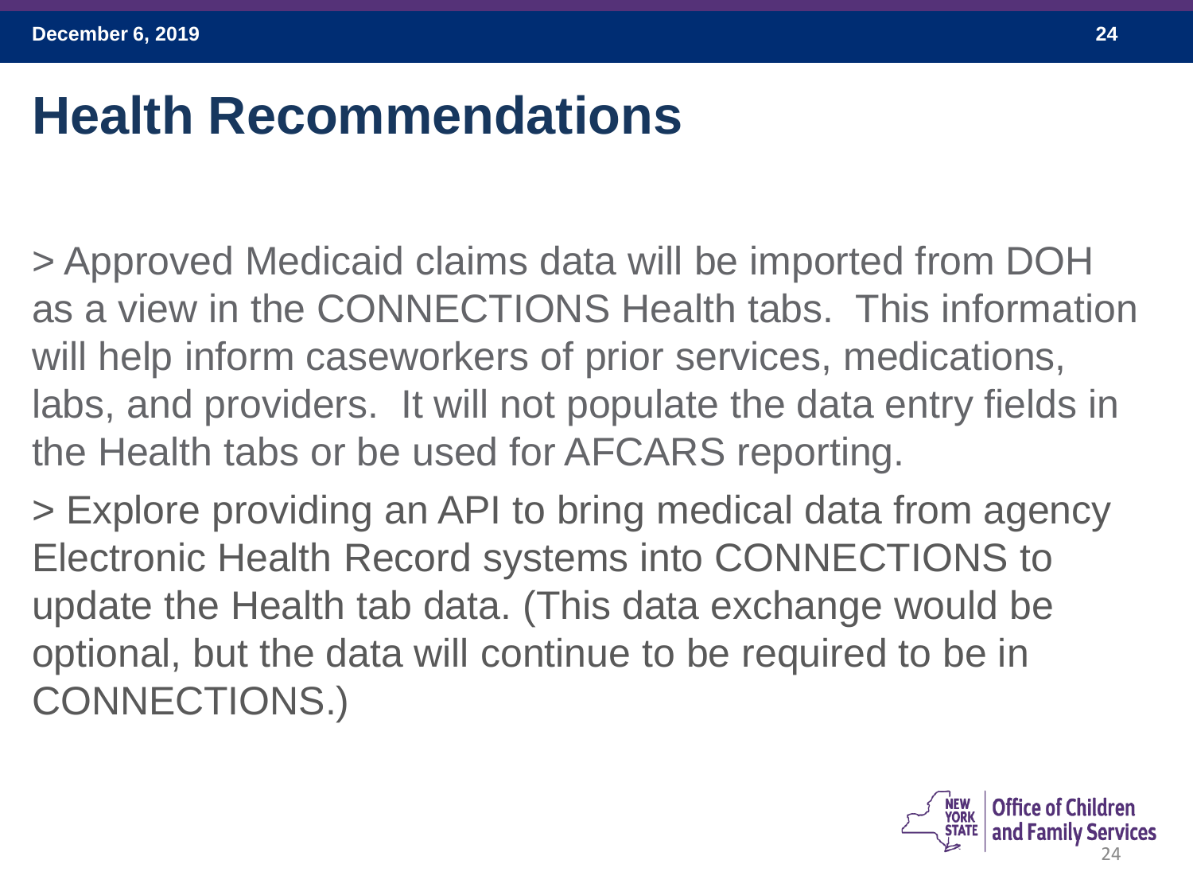# Health Recommendations

> Approved Medicaid claims data will be imported from DOH as a view in the CONNECTIONS Health tabs. This information will help inform caseworkers of prior services, medications, labs, and providers. It will not populate the data entry fields in the Health tabs or be used for AFCARS reporting.

> Explore providing an API to bring medical data from agency Electronic Health Record systems into CONNECTIONS to update the Health tab data. (This data exchange would be optional, but the data will continue to be required to be in CONNECTIONS.)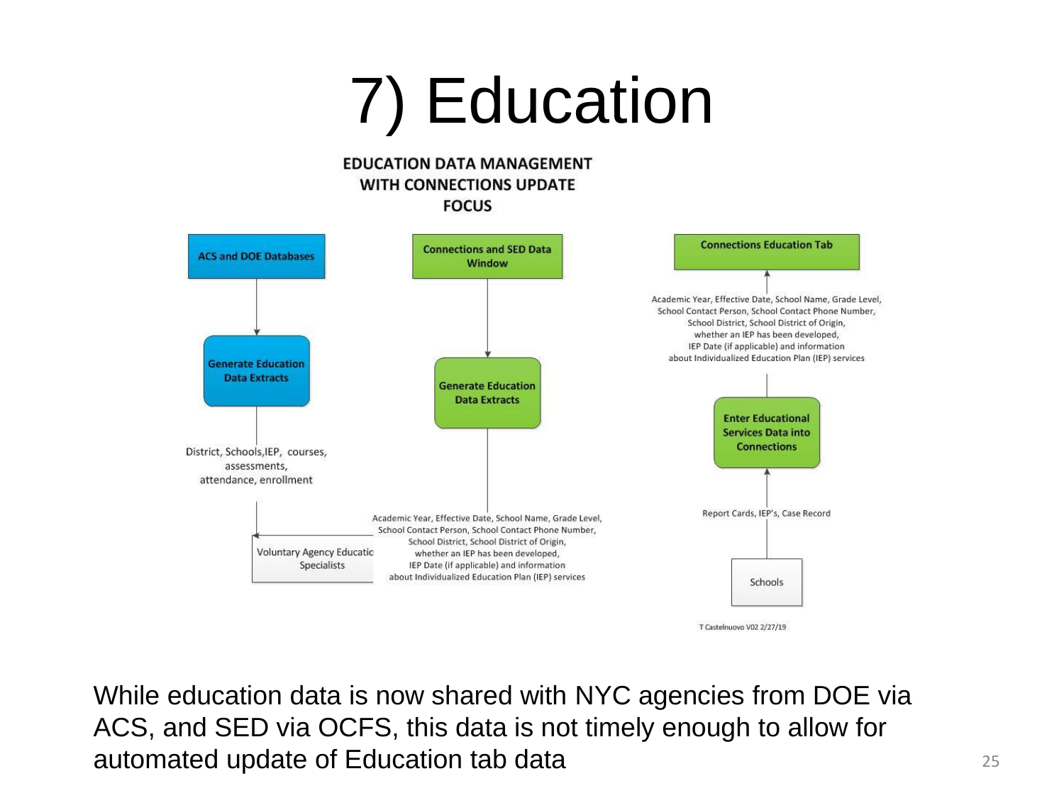# 7) Education

**EDUCATION DATA MANAGEMENT WITH CONNECTIONS UPDATE FOCUS**

**ACS and DOE Databases**

**Generate Education Data Extracts**

District, Schools,IEP, courses, assessments, attendance, enrollment

Voluntary Agency Education Specialists

**Connections and SED Data Window**

**Generate Education Data Extracts**

Academic Year, Effective Date, School Name, Grade Level, School Contact Person, School Contact Phone Number, School District, School District of Origin, whether an IEP has been developed, IEP Date (if applicable) and information about Individualized Education Plan (IEP) services

**Connections Education Tab**

Academic Year, Effective Date, School Name, Grade Level, School Contact Person, School Contact Phone Number, School District, School District of Origin, whether an IEP has been developed, IEP Date (if applicable) and information about Individualized Education Plan (IEP) services

**Enter Educational Services Data into Connections**

Report Cards, IEP's, Case Record

Schools

T Castelnuovo V02 2/27/19

While education data is now shared with NYC agencies from DOE via ACS, and SED via OCFS, this data is not timely enough to allow for automated update of Education tab data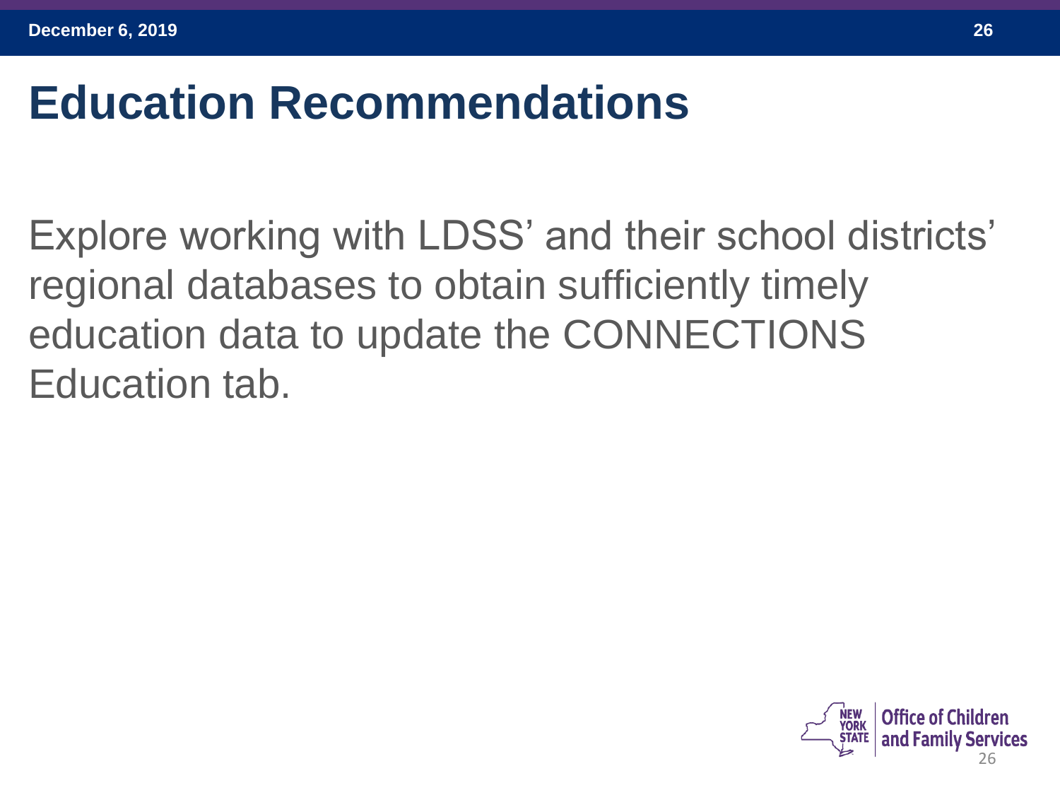# Education Recommendations

Explore working with LDSS' and their school districts' regional databases to obtain sufficiently timely education data to update the CONNECTIONS Education tab.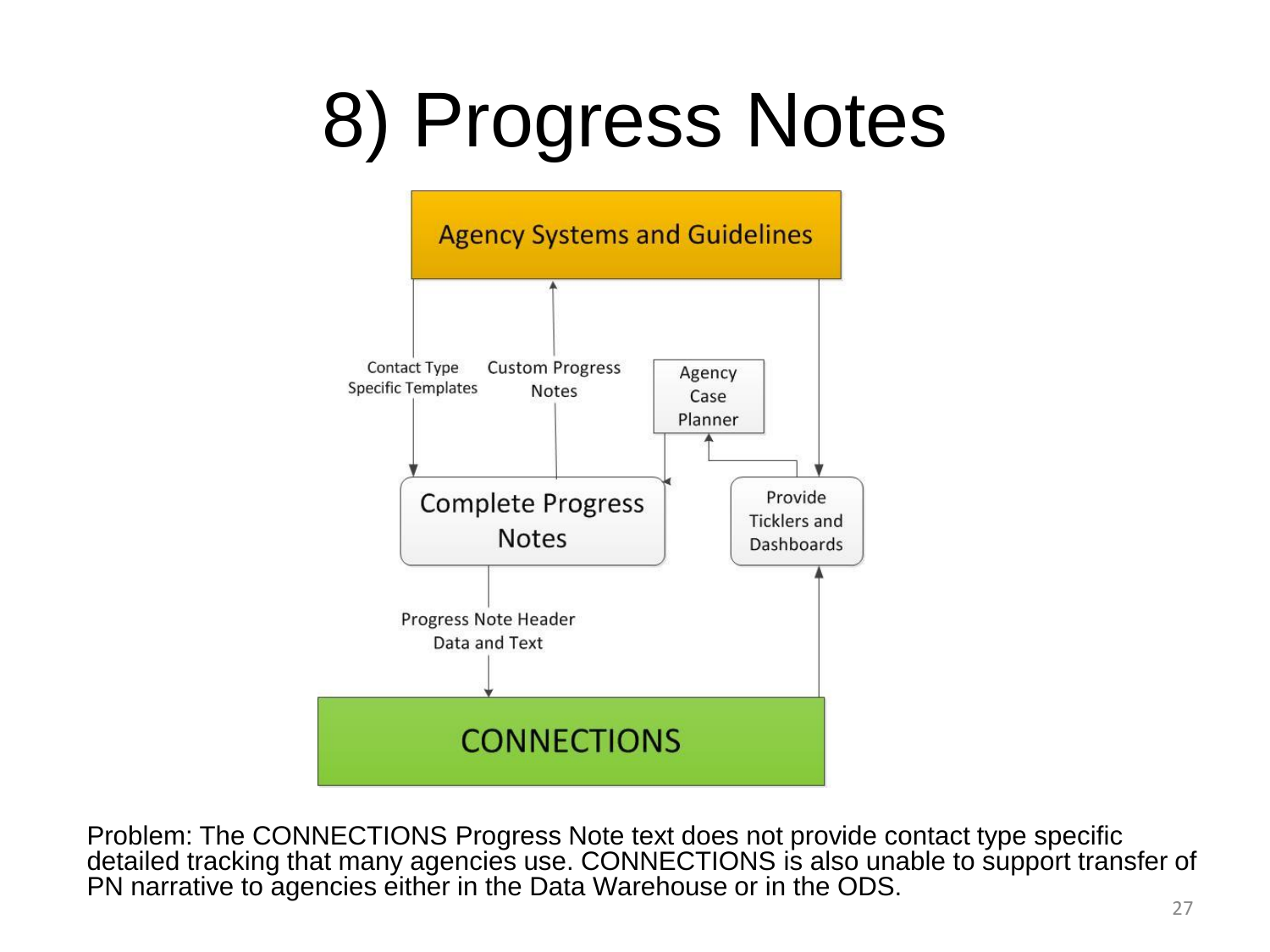# 8) Progress Notes

Agency Systems and Guidelines

Contact Type Specific Templates

Custom Progress Notes

Agency Case Planner

Complete Progress Notes

Provide Ticklers and Dashboards

Progress Note Header Data and Text

CONNECTIONS

Problem: The CONNECTIONS Progress Note text does not provide contact type specific detailed tracking that many agencies use. CONNECTIONS is also unable to support transfer of PN narrative to agencies either in the Data Warehouse or in the ODS.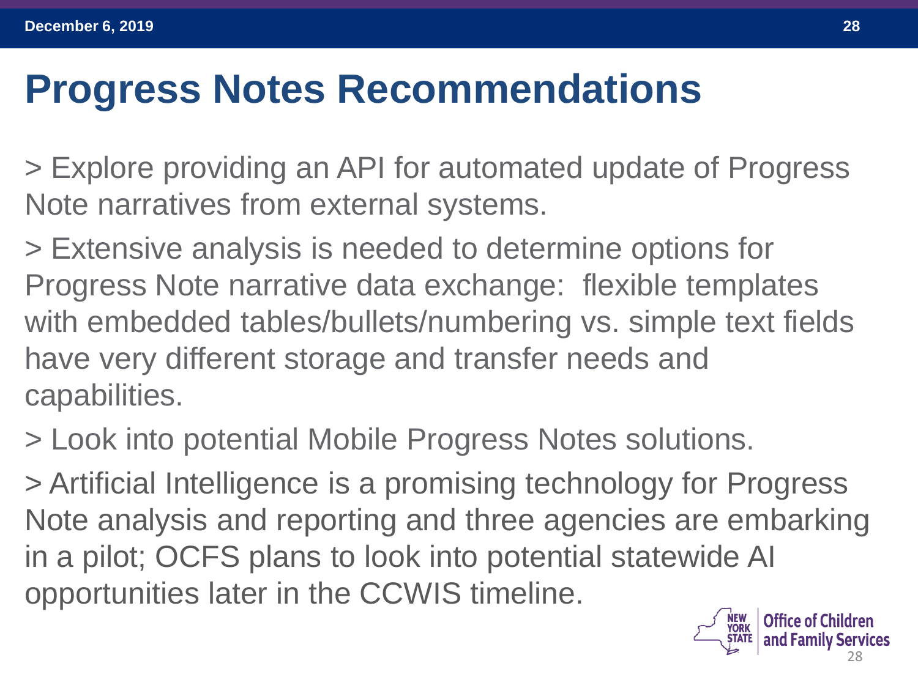# Progress Notes Recommendations

> Explore providing an API for automated update of Progress Note narratives from external systems.

> Extensive analysis is needed to determine options for Progress Note narrative data exchange:  flexible templates with embedded tables/bullets/numbering vs. simple text fields have very different storage and transfer needs and capabilities.

> Look into potential Mobile Progress Notes solutions.

> Artificial Intelligence is a promising technology for Progress Note analysis and reporting and three agencies are embarking in a pilot; OCFS plans to look into potential statewide AI opportunities later in the CCWIS timeline.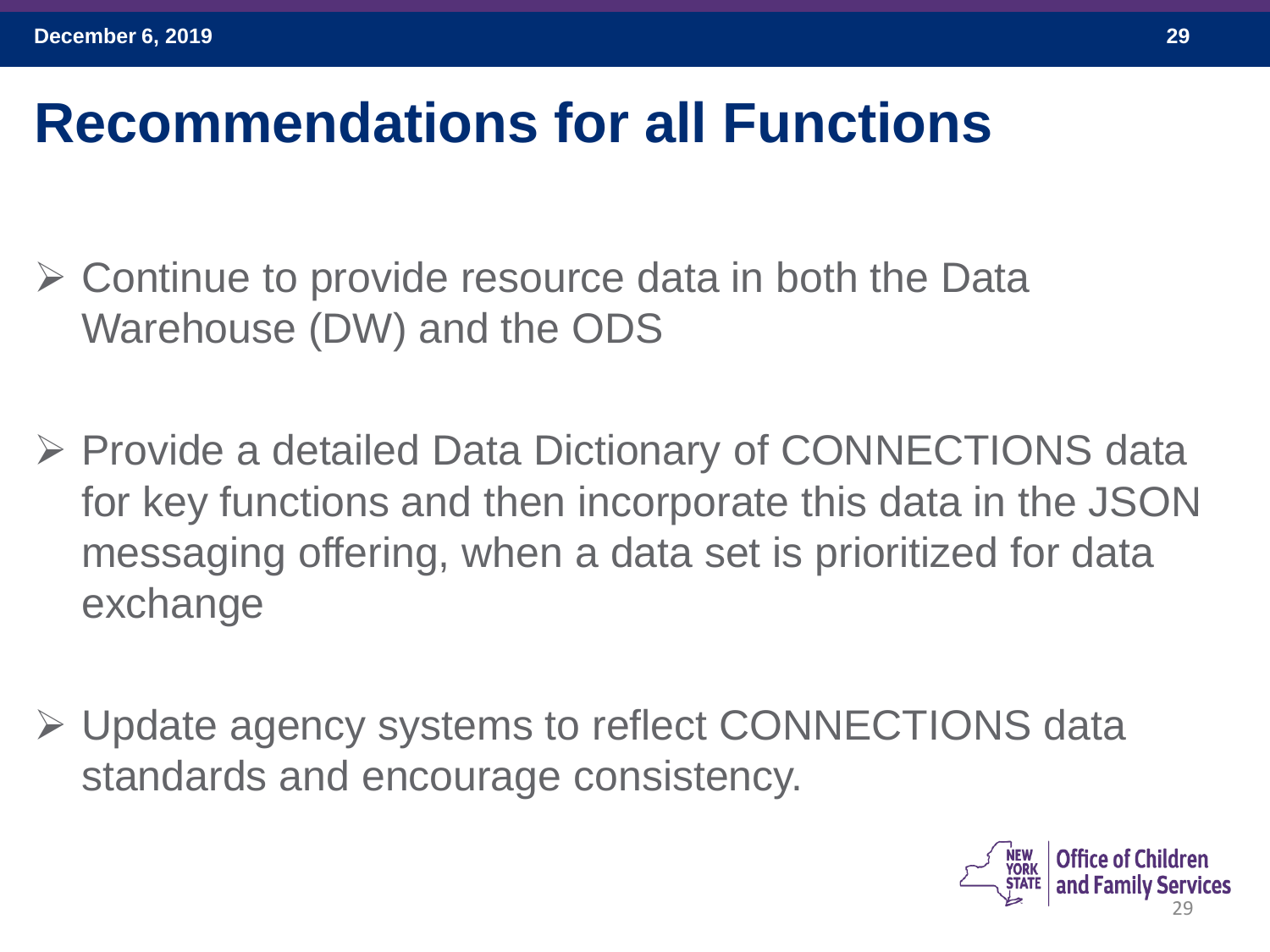# Recommendations for all Functions

- Continue to provide resource data in both the Data Warehouse (DW) and the ODS
- Provide a detailed Data Dictionary of CONNECTIONS data for key functions and then incorporate this data in the JSON messaging offering, when a data set is prioritized for data exchange
- Update agency systems to reflect CONNECTIONS data standards and encourage consistency.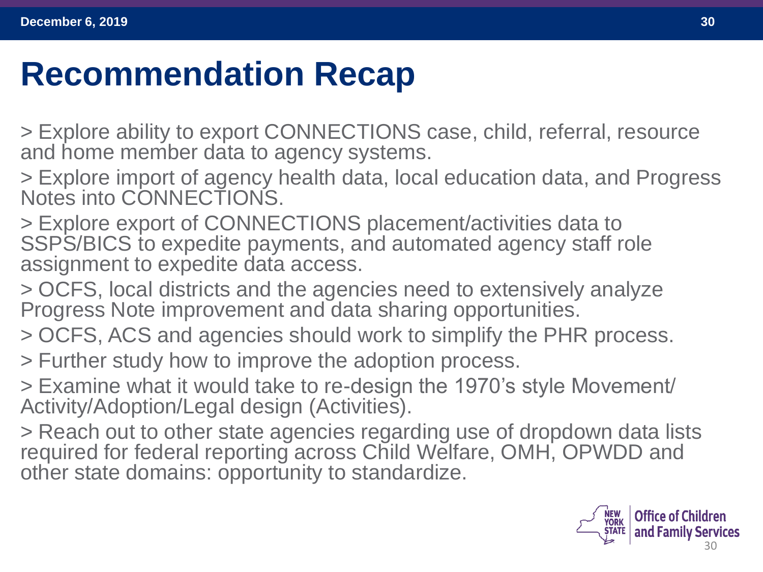# Recommendation Recap

> Explore ability to export CONNECTIONS case, child, referral, resource and home member data to agency systems.

> Explore import of agency health data, local education data, and Progress Notes into CONNECTIONS.

> Explore export of CONNECTIONS placement/activities data to SSPS/BICS to expedite payments, and automated agency staff role assignment to expedite data access.

> OCFS, local districts and the agencies need to extensively analyze Progress Note improvement and data sharing opportunities.

> OCFS, ACS and agencies should work to simplify the PHR process.

> Further study how to improve the adoption process.

> Examine what it would take to re-design the 1970's style Movement/ Activity/Adoption/Legal design (Activities).

> Reach out to other state agencies regarding use of dropdown data lists required for federal reporting across Child Welfare, OMH, OPWDD and other state domains: opportunity to standardize.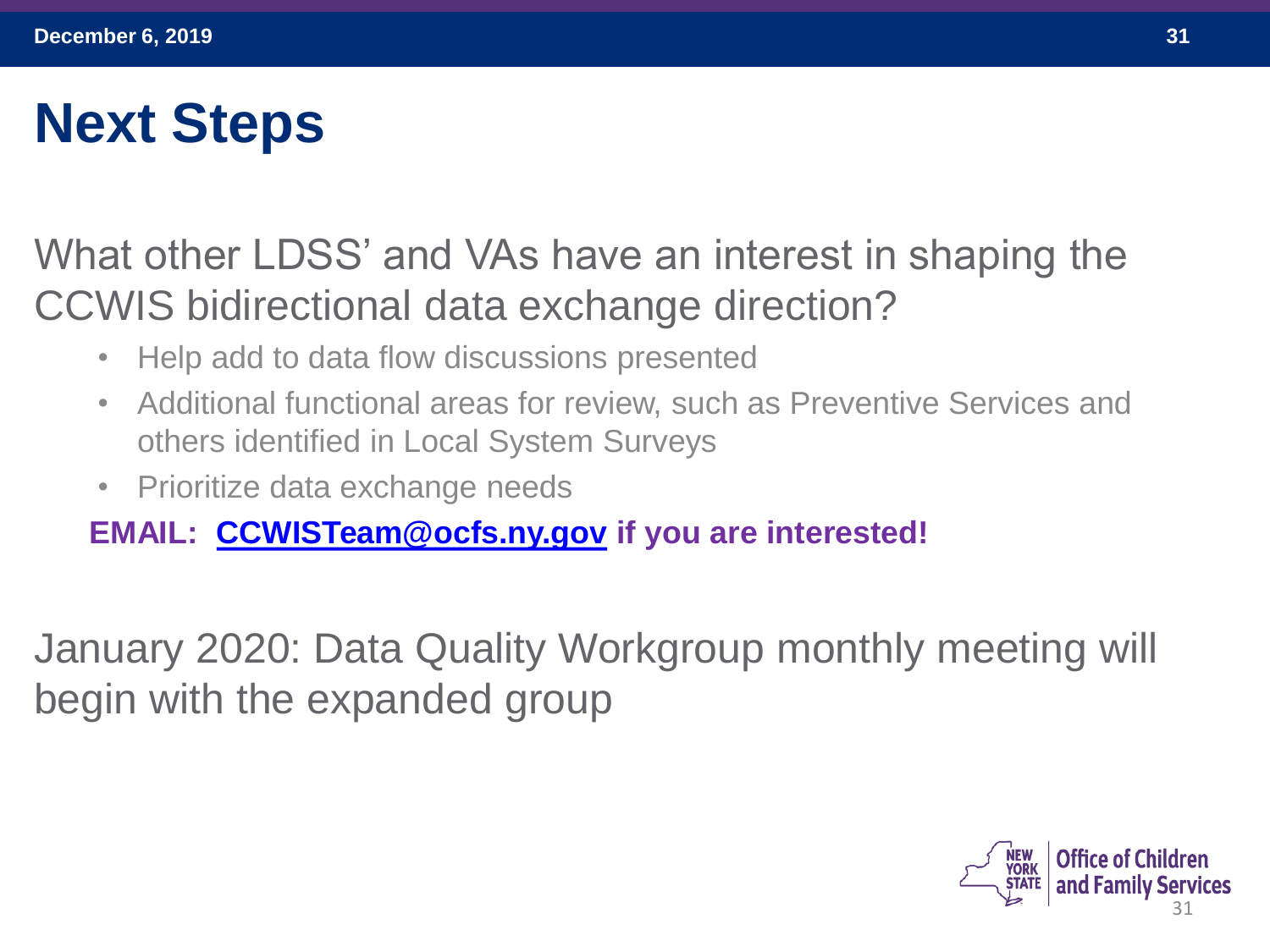# Next Steps

What other LDSS' and VAs have an interest in shaping the CCWIS bidirectional data exchange direction?

- Help add to data flow discussions presented
- Additional functional areas for review, such as Preventive Services and others identified in Local System Surveys
- Prioritize data exchange needs

**EMAIL: CCWISTeam@ocfs.ny.gov if you are interested!**

January 2020: Data Quality Workgroup monthly meeting will begin with the expanded group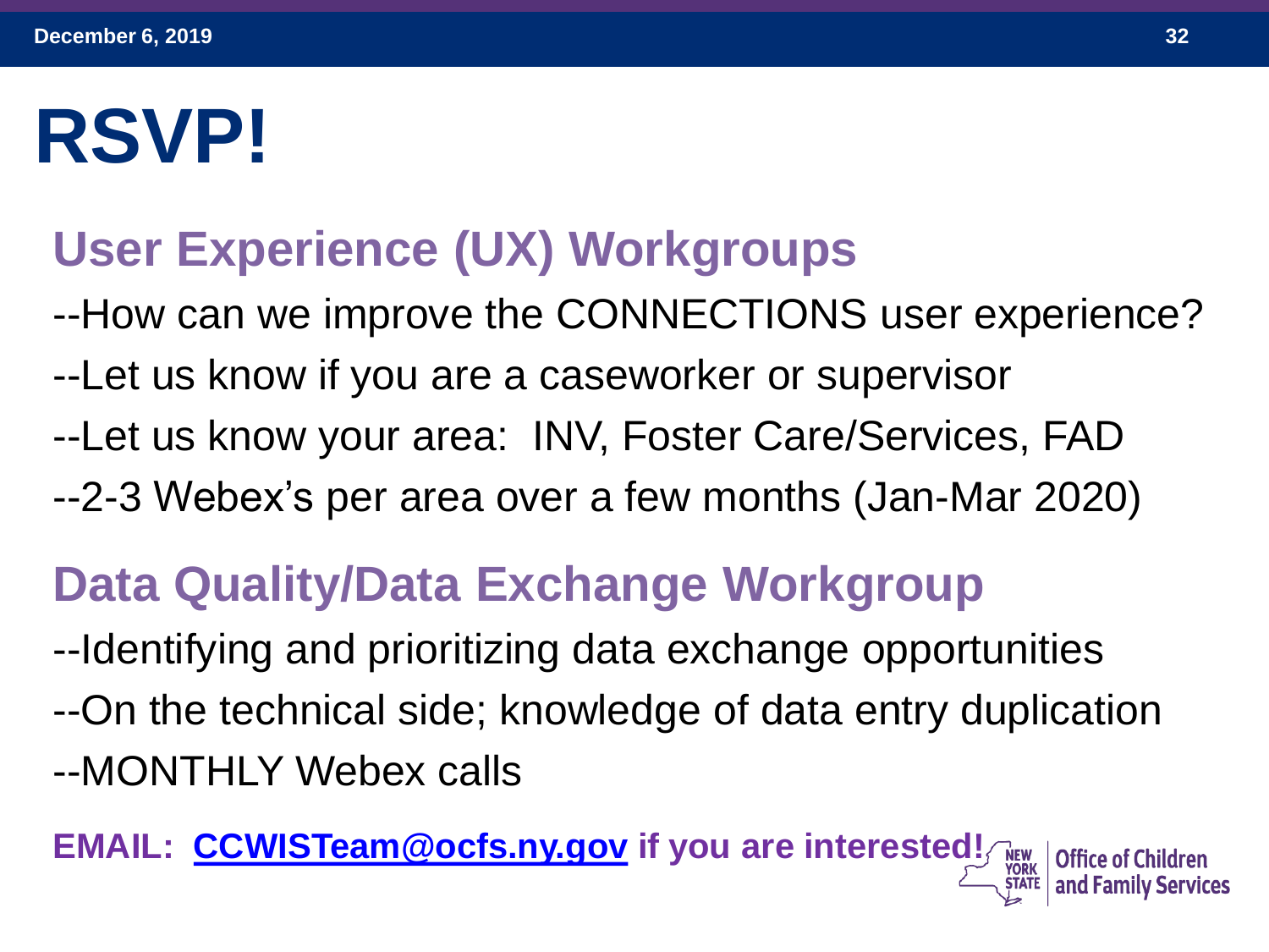# RSVP!

## User Experience (UX) Workgroups

--How can we improve the CONNECTIONS user experience?

--Let us know if you are a caseworker or supervisor

--Let us know your area: INV, Foster Care/Services, FAD

--2-3 Webex's per area over a few months (Jan-Mar 2020)

## Data Quality/Data Exchange Workgroup

--Identifying and prioritizing data exchange opportunities

--On the technical side; knowledge of data entry duplication

--MONTHLY Webex calls

**EMAIL: CCWISTeam@ocfs.ny.gov if you are interested!**

NEW YORK STATE | Office of Children and Family Services